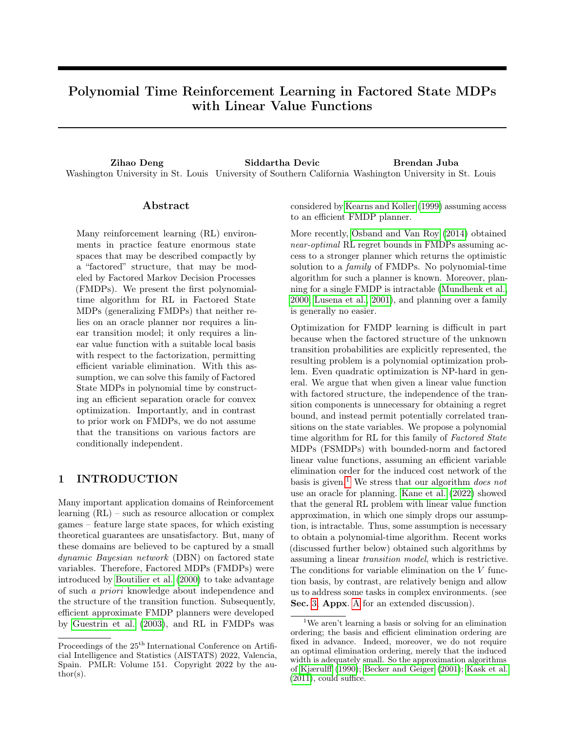# Polynomial Time Reinforcement Learning in Factored State MDPs with Linear Value Functions

**Zihao Deng**
Washington University in St. Louis

**Siddartha Devic**
University of Southern California

**Brendan Juba**
Washington University in St. Louis

## Abstract

Many reinforcement learning (RL) environments in practice feature enormous state spaces that may be described compactly by a "factored" structure, that may be modeled by Factored Markov Decision Processes (FMDPs). We present the first polynomial-time algorithm for RL in Factored State MDPs (generalizing FMDPs) that neither relies on an oracle planner nor requires a linear transition model; it only requires a linear value function with a suitable local basis with respect to the factorization, permitting efficient variable elimination. With this assumption, we can solve this family of Factored State MDPs in polynomial time by constructing an efficient separation oracle for convex optimization. Importantly, and in contrast to prior work on FMDPs, we do not assume that the transitions on various factors are conditionally independent.

## 1 INTRODUCTION

Many important application domains of Reinforcement learning (RL) – such as resource allocation or complex games – feature large state spaces, for which existing theoretical guarantees are unsatisfactory. But, many of these domains are believed to be captured by a small *dynamic Bayesian network* (DBN) on factored state variables. Therefore, Factored MDPs (FMDPs) were introduced by Boutilier et al. (2000) to take advantage of such *a priori* knowledge about independence and the structure of the transition function. Subsequently, efficient approximate FMDP planners were developed by Guestrin et al. (2003), and RL in FMDPs was considered by Kearns and Koller (1999) assuming access to an efficient FMDP planner.

More recently, Osband and Van Roy (2014) obtained *near-optimal* RL regret bounds in FMDPs assuming access to a stronger planner which returns the optimistic solution to a *family* of FMDPs. No polynomial-time algorithm for such a planner is known. Moreover, planning for a single FMDP is intractable (Mundhenk et al., 2000; Lusena et al., 2001), and planning over a family is generally no easier.

Optimization for FMDP learning is difficult in part because when the factored structure of the unknown transition probabilities are explicitly represented, the resulting problem is a polynomial optimization problem. Even quadratic optimization is NP-hard in general. We argue that when given a linear value function with factored structure, the independence of the transition components is unnecessary for obtaining a regret bound, and instead permit potentially correlated transitions on the state variables. We propose a polynomial time algorithm for RL for this family of *Factored State* MDPs (FSMDPs) with bounded-norm and factored linear value functions, assuming an efficient variable elimination order for the induced cost network of the basis is given.[1] We stress that our algorithm *does not* use an oracle for planning. Kane et al. (2022) showed that the general RL problem with linear value function approximation, in which one simply drops our assumption, is intractable. Thus, some assumption is necessary to obtain a polynomial-time algorithm. Recent works (discussed further below) obtained such algorithms by assuming a linear *transition model*, which is restrictive. The conditions for variable elimination on the $V$ function basis, by contrast, are relatively benign and allow us to address some tasks in complex environments. (see **Sec. 3**, **Appx.** A for an extended discussion).

[1] We aren't learning a basis or solving for an elimination ordering; the basis and efficient elimination ordering are fixed in advance. Indeed, moreover, we do not require an optimal elimination ordering, merely that the induced width is adequately small. So the approximation algorithms of Kjærulff (1990); Becker and Geiger (2001); Kask et al. (2011), could suffice.

Proceedings of the 25[th] International Conference on Artificial Intelligence and Statistics (AISTATS) 2022, Valencia, Spain. PMLR: Volume 151. Copyright 2022 by the author(s).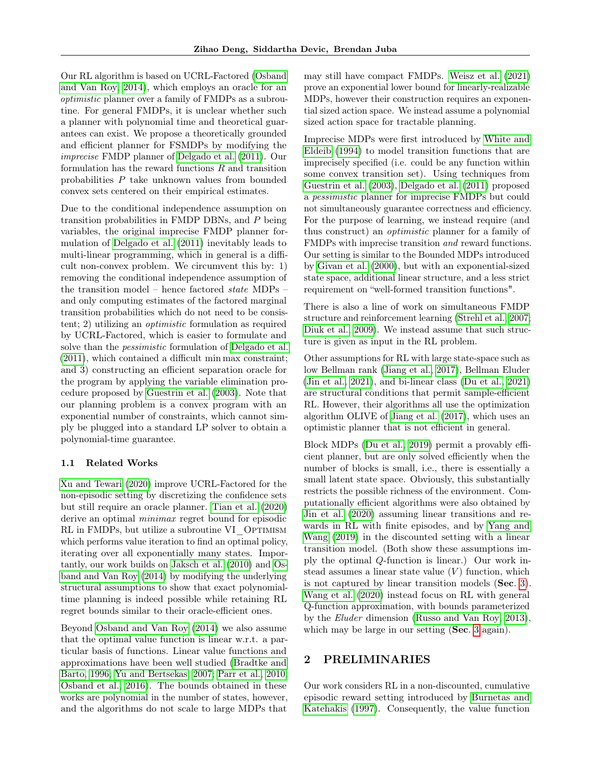Our RL algorithm is based on UCRL-Factored (Osband and Van Roy, 2014), which employs an oracle for an *optimistic* planner over a family of FMDPs as a subroutine. For general FMDPs, it is unclear whether such a planner with polynomial time and theoretical guarantees can exist. We propose a theoretically grounded and efficient planner for FSMDPs by modifying the *imprecise* FMDP planner of Delgado et al. (2011). Our formulation has the reward functions $R$ and transition probabilities $P$ take unknown values from bounded convex sets centered on their empirical estimates.

Due to the conditional independence assumption on transition probabilities in FMDP DBNs, and $P$ being variables, the original imprecise FMDP planner formulation of Delgado et al. (2011) inevitably leads to multi-linear programming, which in general is a difficult non-convex problem. We circumvent this by: 1) removing the conditional independence assumption of the transition model – hence factored *state* MDPs – and only computing estimates of the factored marginal transition probabilities which do not need to be consistent; 2) utilizing an *optimistic* formulation as required by UCRL-Factored, which is easier to formulate and solve than the *pessimistic* formulation of Delgado et al. (2011), which contained a difficult min max constraint; and 3) constructing an efficient separation oracle for the program by applying the variable elimination procedure proposed by Guestrin et al. (2003). Note that our planning problem is a convex program with an exponential number of constraints, which cannot simply be plugged into a standard LP solver to obtain a polynomial-time guarantee.

### 1.1 Related Works

Xu and Tewari (2020) improve UCRL-Factored for the non-episodic setting by discretizing the confidence sets but still require an oracle planner. Tian et al. (2020) derive an optimal *minimax* regret bound for episodic RL in FMDPs, but utilize a subroutine VI_OPTIMISM which performs value iteration to find an optimal policy, iterating over all exponentially many states. Importantly, our work builds on Jaksch et al. (2010) and Osband and Van Roy (2014) by modifying the underlying structural assumptions to show that exact polynomial-time planning is indeed possible while retaining RL regret bounds similar to their oracle-efficient ones.

Beyond Osband and Van Roy (2014) we also assume that the optimal value function is linear w.r.t. a particular basis of functions. Linear value functions and approximations have been well studied (Bradtke and Barto, 1996; Yu and Bertsekas, 2007; Parr et al., 2010; Osband et al., 2016). The bounds obtained in these works are polynomial in the number of states, however, and the algorithms do not scale to large MDPs that may still have compact FMDPs. Weisz et al. (2021) prove an exponential lower bound for linearly-realizable MDPs, however their construction requires an exponential sized action space. We instead assume a polynomial sized action space for tractable planning.

Imprecise MDPs were first introduced by White and Eldeib (1994) to model transition functions that are imprecisely specified (i.e. could be any function within some convex transition set). Using techniques from Guestrin et al. (2003), Delgado et al. (2011) proposed a *pessimistic* planner for imprecise FMDPs but could not simultaneously guarantee correctness and efficiency. For the purpose of learning, we instead require (and thus construct) an *optimistic* planner for a family of FMDPs with imprecise transition *and* reward functions. Our setting is similar to the Bounded MDPs introduced by Givan et al. (2000), but with an exponential-sized state space, additional linear structure, and a less strict requirement on "well-formed transition functions".

There is also a line of work on simultaneous FMDP structure and reinforcement learning (Strehl et al., 2007; Diuk et al., 2009). We instead assume that such structure is given as input in the RL problem.

Other assumptions for RL with large state-space such as low Bellman rank (Jiang et al., 2017), Bellman Eluder (Jin et al., 2021), and bi-linear class (Du et al., 2021) are structural conditions that permit sample-efficient RL. However, their algorithms all use the optimization algorithm OLIVE of Jiang et al. (2017), which uses an optimistic planner that is not efficient in general.

Block MDPs (Du et al., 2019) permit a provably efficient planner, but are only solved efficiently when the number of blocks is small, i.e., there is essentially a small latent state space. Obviously, this substantially restricts the possible richness of the environment. Computationally efficient algorithms were also obtained by Jin et al. (2020) assuming linear transitions and rewards in RL with finite episodes, and by Yang and Wang (2019) in the discounted setting with a linear transition model. (Both show these assumptions imply the optimal $Q$-function is linear.) Our work instead assumes a linear state value ($V$) function, which is not captured by linear transition models (**Sec.** 3). Wang et al. (2020) instead focus on RL with general Q-function approximation, with bounds parameterized by the *Eluder* dimension (Russo and Van Roy, 2013), which may be large in our setting (**Sec.** 3 again).

## 2 PRELIMINARIES

Our work considers RL in a non-discounted, cumulative episodic reward setting introduced by Burnetas and Katehakis (1997). Consequently, the value function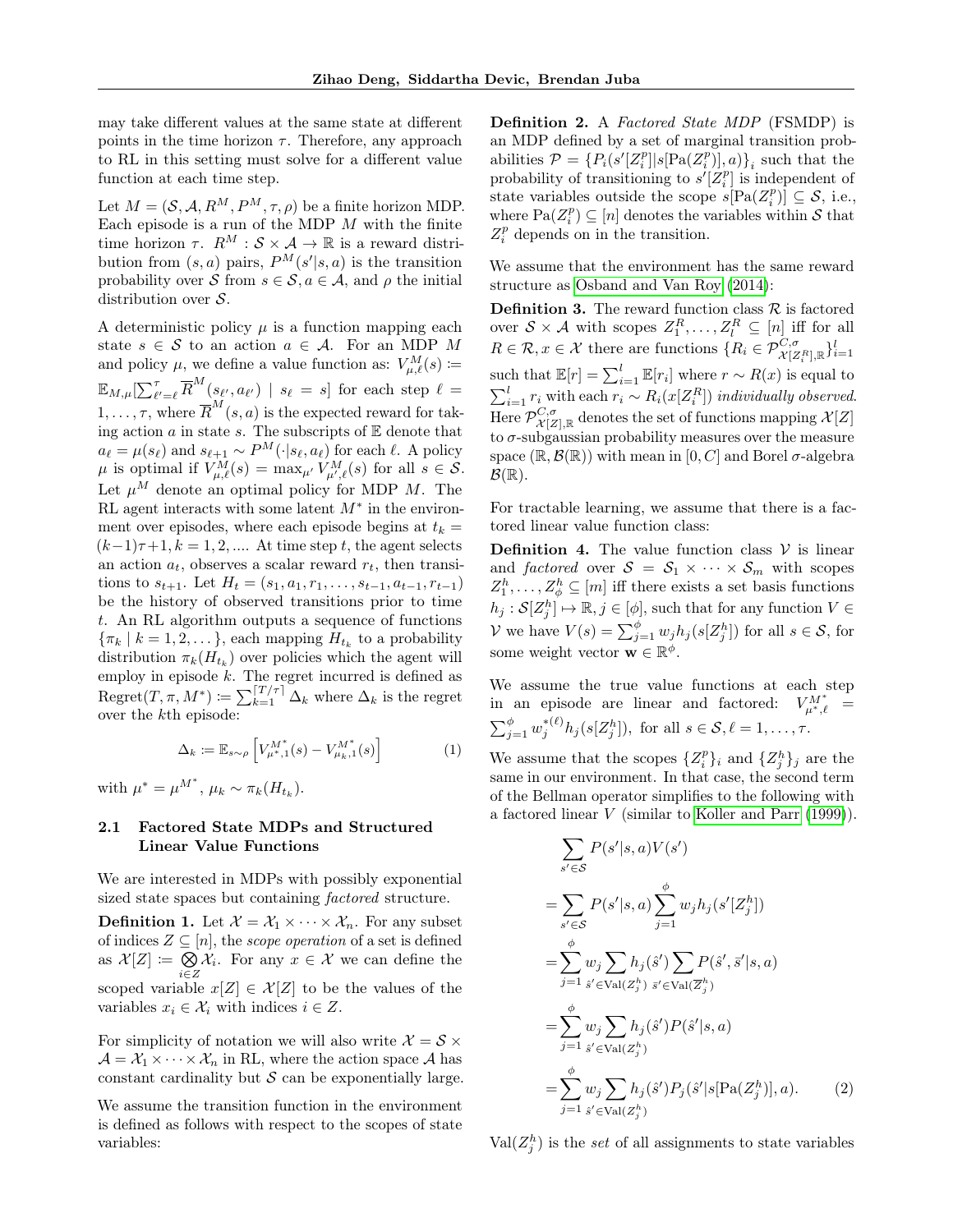may take different values at the same state at different points in the time horizon $\tau$. Therefore, any approach to RL in this setting must solve for a different value function at each time step.

Let $M = (\mathcal{S}, \mathcal{A}, R^M, P^M, \tau, \rho)$ be a finite horizon MDP. Each episode is a run of the MDP $M$ with the finite time horizon $\tau$. $R^M : \mathcal{S} \times \mathcal{A} \to \mathbb{R}$ is a reward distribution from $(s, a)$ pairs, $P^M(s'|s, a)$ is the transition probability over $\mathcal{S}$ from $s \in \mathcal{S}, a \in \mathcal{A}$, and $\rho$ the initial distribution over $\mathcal{S}$.

A deterministic policy $\mu$ is a function mapping each state $s \in \mathcal{S}$ to an action $a \in \mathcal{A}$. For an MDP $M$ and policy $\mu$, we define a value function as: $V^M_{\mu,\ell}(s) \coloneqq \mathbb{E}_{M,\mu}[\sum_{\ell'=\ell}^{\tau} \overline{R}^M(s_{\ell'}, a_{\ell'}) \mid s_\ell = s]$ for each step $\ell = 1, \ldots, \tau$, where $\overline{R}^M(s, a)$ is the expected reward for taking action $a$ in state $s$. The subscripts of $\mathbb{E}$ denote that $a_\ell = \mu(s_\ell)$ and $s_{\ell+1} \sim P^M(\cdot|s_\ell, a_\ell)$ for each $\ell$. A policy $\mu$ is optimal if $V^M_{\mu,\ell}(s) = \max_{\mu'} V^M_{\mu',\ell}(s)$ for all $s \in \mathcal{S}$. Let $\mu^M$ denote an optimal policy for MDP $M$. The RL agent interacts with some latent $M^*$ in the environment over episodes, where each episode begins at $t_k = (k-1)\tau + 1, k = 1, 2, ....$ At time step $t$, the agent selects an action $a_t$, observes a scalar reward $r_t$, then transitions to $s_{t+1}$. Let $H_t = (s_1, a_1, r_1, \ldots, s_{t-1}, a_{t-1}, r_{t-1})$ be the history of observed transitions prior to time $t$. An RL algorithm outputs a sequence of functions $\{\pi_k \mid k = 1, 2, \ldots\}$, each mapping $H_{t_k}$ to a probability distribution $\pi_k(H_{t_k})$ over policies which the agent will employ in episode $k$. The regret incurred is defined as $\text{Regret}(T, \pi, M^*) \coloneqq \sum_{k=1}^{\lceil T/\tau \rceil} \Delta_k$ where $\Delta_k$ is the regret over the $k$th episode:

$$\Delta_k \coloneqq \mathbb{E}_{s\sim\rho}\left[V^{M^*}_{\mu^*,1}(s) - V^{M^*}_{\mu_k,1}(s)\right] \tag{1}$$

with $\mu^* = \mu^{M^*}$, $\mu_k \sim \pi_k(H_{t_k})$.

### 2.1 Factored State MDPs and Structured Linear Value Functions

We are interested in MDPs with possibly exponential sized state spaces but containing *factored* structure.

**Definition 1.** Let $\mathcal{X} = \mathcal{X}_1 \times \cdots \times \mathcal{X}_n$. For any subset of indices $Z \subseteq [n]$, the *scope operation* of a set is defined as $\mathcal{X}[Z] \coloneqq \bigotimes_{i \in Z} \mathcal{X}_i$. For any $x \in \mathcal{X}$ we can define the scoped variable $x[Z] \in \mathcal{X}[Z]$ to be the values of the variables $x_i \in \mathcal{X}_i$ with indices $i \in Z$.

For simplicity of notation we will also write $\mathcal{X} = \mathcal{S} \times \mathcal{A} = \mathcal{X}_1 \times \cdots \times \mathcal{X}_n$ in RL, where the action space $\mathcal{A}$ has constant cardinality but $\mathcal{S}$ can be exponentially large.

We assume the transition function in the environment is defined as follows with respect to the scopes of state variables:

**Definition 2.** A *Factored State MDP* (FSMDP) is an MDP defined by a set of marginal transition probabilities $\mathcal{P} = \{P_i(s'[Z^p_i] | s[\text{Pa}(Z^p_i)], a)\}_i$ such that the probability of transitioning to $s'[Z^p_i]$ is independent of state variables outside the scope $s[\text{Pa}(Z^p_i)] \subseteq \mathcal{S}$, i.e., where $\text{Pa}(Z^p_i) \subseteq [n]$ denotes the variables within $\mathcal{S}$ that $Z^p_i$ depends on in the transition.

We assume that the environment has the same reward structure as Osband and Van Roy (2014):

**Definition 3.** The reward function class $\mathcal{R}$ is factored over $\mathcal{S} \times \mathcal{A}$ with scopes $Z^R_1, \ldots, Z^R_l \subseteq [n]$ iff for all $R \in \mathcal{R}, x \in \mathcal{X}$ there are functions $\{R_i \in \mathcal{P}^{C,\sigma}_{\mathcal{X}[Z^R_i],\mathbb{R}}\}_{i=1}^l$ such that $\mathbb{E}[r] = \sum_{i=1}^l \mathbb{E}[r_i]$ where $r \sim R(x)$ is equal to $\sum_{i=1}^l r_i$ with each $r_i \sim R_i(x[Z^R_i])$ *individually observed*. Here $\mathcal{P}^{C,\sigma}_{\mathcal{X}[Z],\mathbb{R}}$ denotes the set of functions mapping $\mathcal{X}[Z]$ to $\sigma$-subgaussian probability measures over the measure space $(\mathbb{R}, \mathcal{B}(\mathbb{R}))$ with mean in $[0, C]$ and Borel $\sigma$-algebra $\mathcal{B}(\mathbb{R})$.

For tractable learning, we assume that there is a factored linear value function class:

**Definition 4.** The value function class $\mathcal{V}$ is linear and *factored* over $\mathcal{S} = \mathcal{S}_1 \times \cdots \times \mathcal{S}_m$ with scopes $Z^h_1, \ldots, Z^h_\phi \subseteq [m]$ iff there exists a set basis functions $h_j : \mathcal{S}[Z^h_j] \mapsto \mathbb{R}, j \in [\phi]$, such that for any function $V \in \mathcal{V}$ we have $V(s) = \sum_{j=1}^\phi w_j h_j(s[Z^h_j])$ for all $s \in \mathcal{S}$, for some weight vector $\mathbf{w} \in \mathbb{R}^\phi$.

We assume the true value functions at each step in an episode are linear and factored: $V^{M^*}_{\mu^*,\ell} = \sum_{j=1}^\phi w^{*(\ell)}_j h_j(s[Z^h_j])$, for all $s \in \mathcal{S}, \ell = 1, \ldots, \tau$.

We assume that the scopes $\{Z^p_i\}_i$ and $\{Z^h_j\}_j$ are the same in our environment. In that case, the second term of the Bellman operator simplifies to the following with a factored linear $V$ (similar to Koller and Parr (1999)).

$$\begin{aligned}
&\sum_{s' \in \mathcal{S}} P(s'|s, a) V(s') \\
&= \sum_{s' \in \mathcal{S}} P(s'|s, a) \sum_{j=1}^{\phi} w_j h_j(s'[Z^h_j]) \\
&= \sum_{j=1}^{\phi} w_j \sum_{\hat{s}' \in \text{Val}(Z^h_j)} h_j(\hat{s}') \sum_{\bar{s}' \in \text{Val}(\overline{Z}^h_j)} P(\hat{s}', \bar{s}'|s, a) \\
&= \sum_{j=1}^{\phi} w_j \sum_{\hat{s}' \in \text{Val}(Z^h_j)} h_j(\hat{s}') P(\hat{s}'|s, a) \\
&= \sum_{j=1}^{\phi} w_j \sum_{\hat{s}' \in \text{Val}(Z^h_j)} h_j(\hat{s}') P_j(\hat{s}'|s[\text{Pa}(Z^h_j)], a).
\end{aligned} \tag{2}$$

$\text{Val}(Z^h_j)$ is the *set* of all assignments to state variables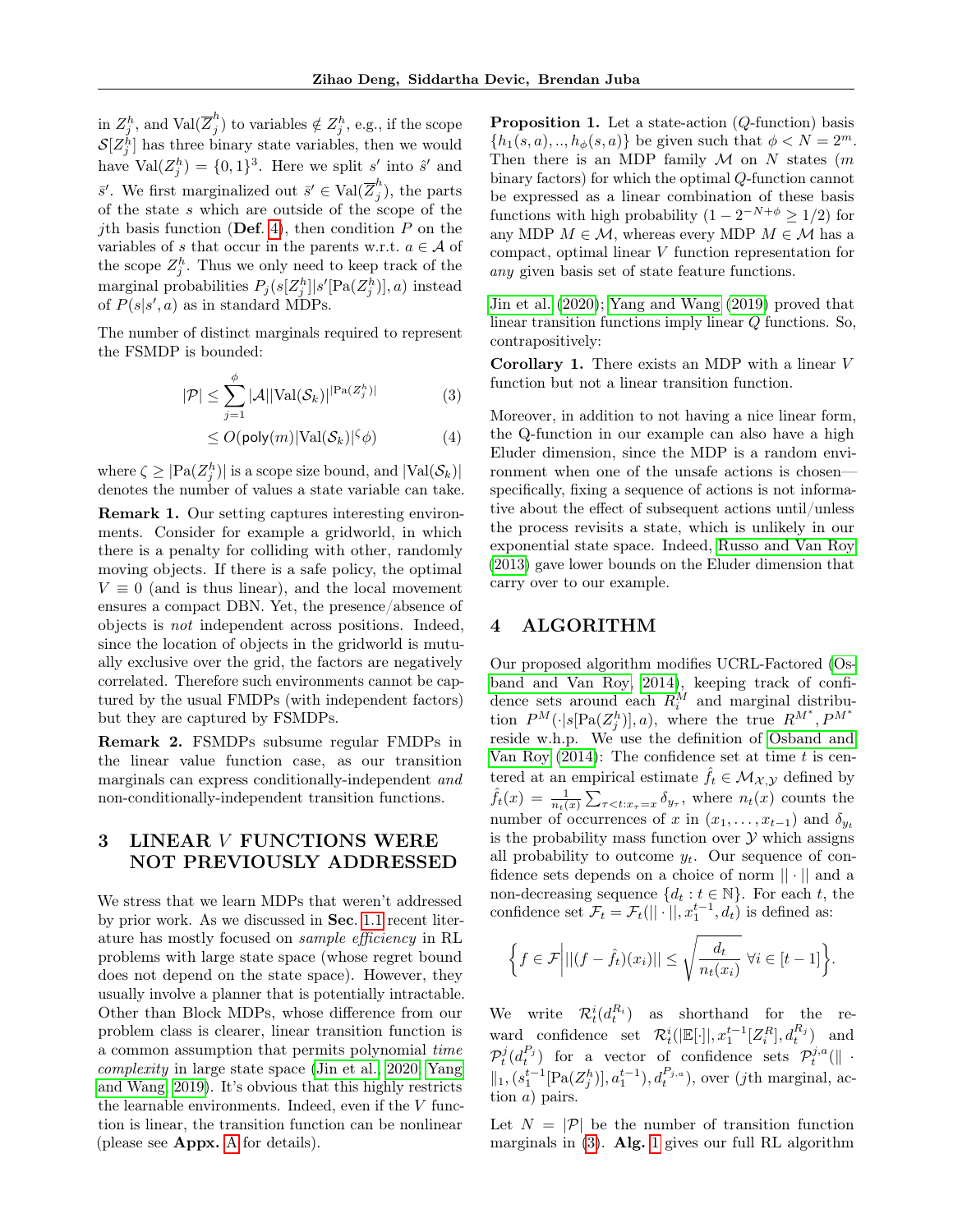in $Z_j^h$, and $\text{Val}(\overline{Z}_j^h)$ to variables $\notin Z_j^h$, e.g., if the scope $\mathcal{S}[Z_j^h]$ has three binary state variables, then we would have $\text{Val}(Z_j^h) = \{0,1\}^3$. Here we split $s'$ into $\hat{s}'$ and $\bar{s}'$. We first marginalized out $\bar{s}' \in \text{Val}(\overline{Z}_j^h)$, the parts of the state $s$ which are outside of the scope of the $j$th basis function (**Def.** 4), then condition $P$ on the variables of $s$ that occur in the parents w.r.t. $a \in \mathcal{A}$ of the scope $Z_j^h$. Thus we only need to keep track of the marginal probabilities $P_j(s[Z_j^h]|s'[\text{Pa}(Z_j^h)], a)$ instead of $P(s|s', a)$ as in standard MDPs.

The number of distinct marginals required to represent the FSMDP is bounded:

$$|\mathcal{P}| \leq \sum_{j=1}^{\phi} |\mathcal{A}||\text{Val}(\mathcal{S}_k)|^{|\text{Pa}(Z_j^h)|} \tag{3}$$

$$\leq O(\mathsf{poly}(m)|\text{Val}(\mathcal{S}_k)|^{\zeta}\phi) \tag{4}$$

where $\zeta \geq |\text{Pa}(Z_j^h)|$ is a scope size bound, and $|\text{Val}(\mathcal{S}_k)|$ denotes the number of values a state variable can take.

**Remark 1.** Our setting captures interesting environments. Consider for example a gridworld, in which there is a penalty for colliding with other, randomly moving objects. If there is a safe policy, the optimal $V \equiv 0$ (and is thus linear), and the local movement ensures a compact DBN. Yet, the presence/absence of objects is *not* independent across positions. Indeed, since the location of objects in the gridworld is mutually exclusive over the grid, the factors are negatively correlated. Therefore such environments cannot be captured by the usual FMDPs (with independent factors) but they are captured by FSMDPs.

**Remark 2.** FSMDPs subsume regular FMDPs in the linear value function case, as our transition marginals can express conditionally-independent *and* non-conditionally-independent transition functions.

## 3 LINEAR $V$ FUNCTIONS WERE NOT PREVIOUSLY ADDRESSED

We stress that we learn MDPs that weren't addressed by prior work. As we discussed in **Sec.** 1.1 recent literature has mostly focused on *sample efficiency* in RL problems with large state space (whose regret bound does not depend on the state space). However, they usually involve a planner that is potentially intractable. Other than Block MDPs, whose difference from our problem class is clearer, linear transition function is a common assumption that permits polynomial *time complexity* in large state space (Jin et al., 2020; Yang and Wang, 2019). It's obvious that this highly restricts the learnable environments. Indeed, even if the $V$ function is linear, the transition function can be nonlinear (please see **Appx.** A for details).

**Proposition 1.** Let a state-action ($Q$-function) basis $\{h_1(s,a), .., h_\phi(s,a)\}$ be given such that $\phi < N = 2^m$. Then there is an MDP family $\mathcal{M}$ on $N$ states ($m$ binary factors) for which the optimal $Q$-function cannot be expressed as a linear combination of these basis functions with high probability ($1 - 2^{-N+\phi} \geq 1/2$) for any MDP $M \in \mathcal{M}$, whereas every MDP $M \in \mathcal{M}$ has a compact, optimal linear $V$ function representation for *any* given basis set of state feature functions.

Jin et al. (2020); Yang and Wang (2019) proved that linear transition functions imply linear $Q$ functions. So, contrapositively:

**Corollary 1.** There exists an MDP with a linear $V$ function but not a linear transition function.

Moreover, in addition to not having a nice linear form, the Q-function in our example can also have a high Eluder dimension, since the MDP is a random environment when one of the unsafe actions is chosen—specifically, fixing a sequence of actions is not informative about the effect of subsequent actions until/unless the process revisits a state, which is unlikely in our exponential state space. Indeed, Russo and Van Roy (2013) gave lower bounds on the Eluder dimension that carry over to our example.

## 4 ALGORITHM

Our proposed algorithm modifies UCRL-Factored (Osband and Van Roy, 2014), keeping track of confidence sets around each $R_i^M$ and marginal distribution $P^M(\cdot|s[\text{Pa}(Z_j^h)], a)$, where the true $R^{M^*}, P^{M^*}$ reside w.h.p. We use the definition of Osband and Van Roy (2014): The confidence set at time $t$ is centered at an empirical estimate $\hat{f}_t \in \mathcal{M}_{\mathcal{X},\mathcal{Y}}$ defined by $\hat{f}_t(x) = \frac{1}{n_t(x)} \sum_{\tau<t: x_\tau = x} \delta_{y_\tau}$, where $n_t(x)$ counts the number of occurrences of $x$ in $(x_1, \ldots, x_{t-1})$ and $\delta_{y_t}$ is the probability mass function over $\mathcal{Y}$ which assigns all probability to outcome $y_t$. Our sequence of confidence sets depends on a choice of norm $||\cdot||$ and a non-decreasing sequence $\{d_t : t \in \mathbb{N}\}$. For each $t$, the confidence set $\mathcal{F}_t = \mathcal{F}_t(||\cdot||, x_1^{t-1}, d_t)$ is defined as:

$$\left\{ f \in \mathcal{F} \middle| ||(f - \hat{f}_t)(x_i)|| \leq \sqrt{\frac{d_t}{n_t(x_i)}} \; \forall i \in [t-1] \right\}.$$

We write $\mathcal{R}_t^i(d_t^{R_i})$ as shorthand for the reward confidence set $\mathcal{R}_t^i(|\mathbb{E}[\cdot]|, x_1^{t-1}[Z_i^R], d_t^{R_j})$ and $\mathcal{P}_t^j(d_t^{P_j})$ for a vector of confidence sets $\mathcal{P}_t^{j,a}(\|\cdot\|_1, (s_1^{t-1}[\text{Pa}(Z_j^h)], a_1^{t-1}), d_t^{P_{j,a}})$, over ($j$th marginal, action $a$) pairs.

Let $N = |\mathcal{P}|$ be the number of transition function marginals in (3). **Alg.** 1 gives our full RL algorithm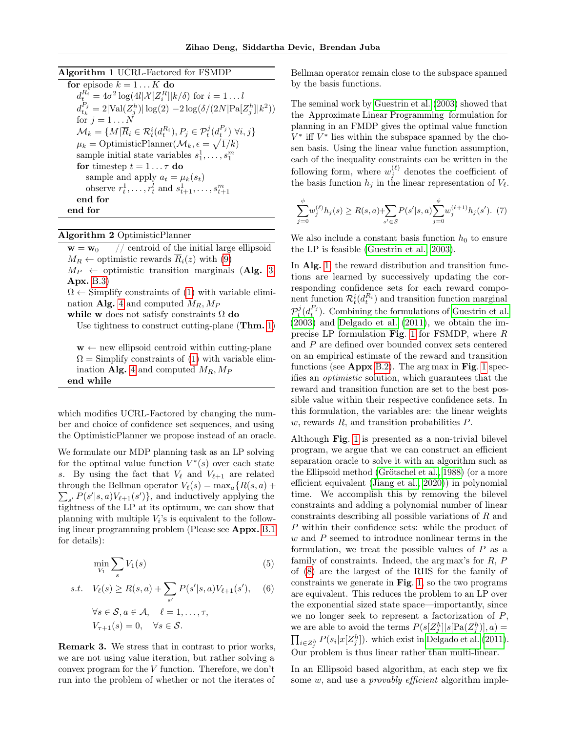**Algorithm 1** UCRL-Factored for FSMDP

```
for episode k = 1...K do
    d_t^{R_i} = 4σ² log(4l|X[Z_i^R]|k/δ) for i = 1...l
    d_{t_k}^{P_j} = 2|Val(Z_j^h)| log(2) − 2 log(δ/(2N|Pa[Z_j^h]|k²))
    for j = 1...N
    M_k = {M | R̄_i ∈ R_t^i(d_t^{R_i}), P_j ∈ P_t^j(d_t^{P_j}) ∀i, j}
    μ_k = OptimisticPlanner(M_k, ε = √(1/k))
    sample initial state variables s_1^1, ..., s_1^m
    for timestep t = 1...τ do
        sample and apply a_t = μ_k(s_t)
        observe r_t^1, ..., r_t^l and s_{t+1}^1, ..., s_{t+1}^m
    end for
end for
```

**Algorithm 2** OptimisticPlanner

```
w = w_0    // centroid of the initial large ellipsoid
M_R ← optimistic rewards R̄_i(z) with (9)
M_P ← optimistic transition marginals (Alg. 3, Apx. B.3)
Ω ← Simplify constraints of (1) with variable elimination Alg. 4 and computed M_R, M_P
while w does not satisfy constraints Ω do
    Use tightness to construct cutting-plane (Thm. 1)

    w ← new ellipsoid centroid within cutting-plane
    Ω = Simplify constraints of (1) with variable elimination Alg. 4 and computed M_R, M_P
end while
```

which modifies UCRL-Factored by changing the number and choice of confidence set sequences, and using the OptimisticPlanner we propose instead of an oracle.

We formulate our MDP planning task as an LP solving for the optimal value function $V^*(s)$ over each state $s$. By using the fact that $V_\ell$ and $V_{\ell+1}$ are related through the Bellman operator $V_\ell(s) = \max_a\{R(s,a) + \sum_{s'} P(s'|s,a)V_{\ell+1}(s')\}$, and inductively applying the tightness of the LP at its optimum, we can show that planning with multiple $V_i$'s is equivalent to the following linear programming problem (Please see **Appx.** B.1 for details):

$$\min_{V_1} \sum_s V_1(s) \tag{5}$$

$$s.t. \quad V_\ell(s) \geq R(s,a) + \sum_{s'} P(s'|s,a)V_{\ell+1}(s'), \tag{6}$$

$$\forall s \in \mathcal{S}, a \in \mathcal{A}, \quad \ell = 1, \ldots, \tau,$$
$$V_{\tau+1}(s) = 0, \quad \forall s \in \mathcal{S}.$$

**Remark 3.** We stress that in contrast to prior works, we are not using value iteration, but rather solving a convex program for the $V$ function. Therefore, we don't run into the problem of whether or not the iterates of Bellman operator remain close to the subspace spanned by the basis functions.

The seminal work by Guestrin et al. (2003) showed that the Approximate Linear Programming formulation for planning in an FMDP gives the optimal value function $V^*$ iff $V^*$ lies within the subspace spanned by the chosen basis. Using the linear value function assumption, each of the inequality constraints can be written in the following form, where $w_j^{(\ell)}$ denotes the coefficient of the basis function $h_j$ in the linear representation of $V_\ell$.

$$\sum_{j=0}^{\phi} w_j^{(\ell)} h_j(s) \geq R(s,a) + \sum_{s' \in \mathcal{S}} P(s'|s,a) \sum_{j=0}^{\phi} w_j^{(\ell+1)} h_j(s'). \tag{7}$$

We also include a constant basis function $h_0$ to ensure the LP is feasible (Guestrin et al., 2003).

In **Alg.** 1, the reward distribution and transition functions are learned by successively updating the corresponding confidence sets for each reward component function $\mathcal{R}_t^i(d_t^{R_i})$ and transition function marginal $\mathcal{P}_t^j(d_t^{P_j})$. Combining the formulations of Guestrin et al. (2003) and Delgado et al. (2011), we obtain the imprecise LP formulation **Fig.** 1 for FSMDP, where $R$ and $P$ are defined over bounded convex sets centered on an empirical estimate of the reward and transition functions (see **Appx** B.2). The arg max in **Fig.** 1 specifies an *optimistic* solution, which guarantees that the reward and transition function are set to the best possible value within their respective confidence sets. In this formulation, the variables are: the linear weights $w$, rewards $R$, and transition probabilities $P$.

Although **Fig.** 1 is presented as a non-trivial bilevel program, we argue that we can construct an efficient separation oracle to solve it with an algorithm such as the Ellipsoid method (Grötschel et al., 1988) (or a more efficient equivalent (Jiang et al., 2020)) in polynomial time. We accomplish this by removing the bilevel constraints and adding a polynomial number of linear constraints describing all possible variations of $R$ and $P$ within their confidence sets: while the product of $w$ and $P$ seemed to introduce nonlinear terms in the formulation, we treat the possible values of $P$ as a family of constraints. Indeed, the arg max's for $R$, $P$ of (8) are the largest of the RHS for the family of constraints we generate in **Fig.** 1, so the two programs are equivalent. This reduces the problem to an LP over the exponential sized state space—importantly, since we no longer seek to represent a factorization of $P$, we are able to avoid the terms $P(s[Z_j^h]|s[\text{Pa}(Z_j^h)], a) = \prod_{i \in Z_j^h} P(s_i|x[Z_j^h])$. which exist in Delgado et al. (2011). Our problem is thus linear rather than multi-linear.

In an Ellipsoid based algorithm, at each step we fix some $w$, and use a *provably efficient* algorithm imple-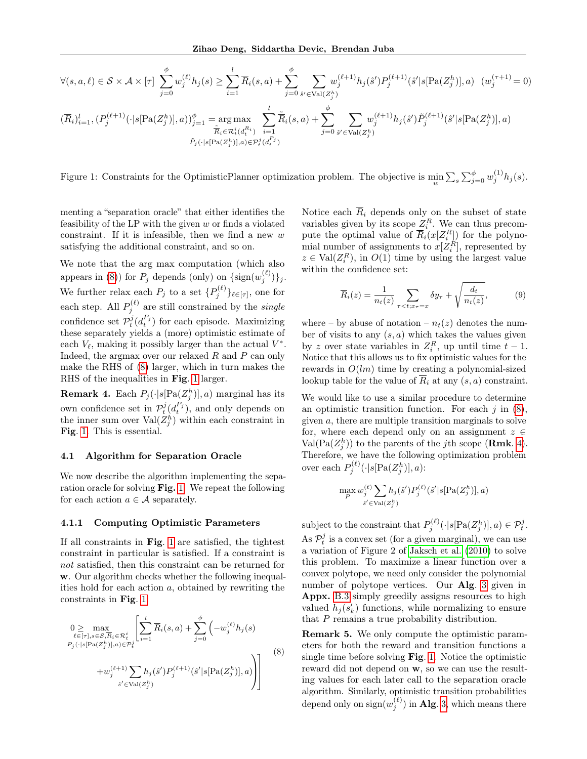$$\forall(s,a,\ell)\in\mathcal{S}\times\mathcal{A}\times[\tau]\;\sum_{j=0}^{\phi} w_j^{(\ell)}h_j(s) \geq \sum_{i=1}^{l}\overline{R}_i(s,a) + \sum_{j=0}^{\phi}\sum_{\hat{s}'\in\mathrm{Val}(Z_j^h)} w_j^{(\ell+1)}h_j(\hat{s}')P_j^{(\ell+1)}(\hat{s}'|s[\mathrm{Pa}(Z_j^h)],a)\quad (w_j^{(\tau+1)}=0)$$

$$(\overline{R}_i)_{i=1}^{l},(P_j^{(\ell+1)}(\cdot|s[\mathrm{Pa}(Z_j^h)],a))_{j=1}^{\phi} = \mathop{\arg\max}_{\substack{\tilde{\overline{R}}_i\in\mathcal{R}_t^i(d_t^{R_i})\\ \tilde{P}_j(\cdot|s[\mathrm{Pa}(Z_j^h)],a)\in\mathcal{P}_t^j(d_t^{P_j})}} \sum_{i=1}^{l}\tilde{\overline{R}}_i(s,a) + \sum_{j=0}^{\phi}\sum_{\hat{s}'\in\mathrm{Val}(Z_j^h)} w_j^{(\ell+1)}h_j(\hat{s}')\tilde{P}_j^{(\ell+1)}(\hat{s}'|s[\mathrm{Pa}(Z_j^h)],a)$$

Figure 1: Constraints for the OptimisticPlanner optimization problem. The objective is $\min_w \sum_s \sum_{j=0}^{\phi} w_j^{(1)}h_j(s)$.

menting a "separation oracle" that either identifies the feasibility of the LP with the given $w$ or finds a violated constraint. If it is infeasible, then we find a new $w$ satisfying the additional constraint, and so on.

We note that the arg max computation (which also appears in (8)) for $P_j$ depends (only) on $\{\mathrm{sign}(w_j^{(\ell)})\}_j$. We further relax each $P_j$ to a set $\{P_j^{(\ell)}\}_{\ell\in[\tau]}$, one for each step. All $P_j^{(\ell)}$ are still constrained by the *single* confidence set $\mathcal{P}_t^j(d_t^{P_j})$ for each episode. Maximizing these separately yields a (more) optimistic estimate of each $V_\ell$, making it possibly larger than the actual $V^*$. Indeed, the argmax over our relaxed $R$ and $P$ can only make the RHS of (8) larger, which in turn makes the RHS of the inequalities in **Fig.** 1 larger.

**Remark 4.** Each $P_j(\cdot|s[\mathrm{Pa}(Z_j^h)],a)$ marginal has its own confidence set in $\mathcal{P}_t^j(d_t^{P_j})$, and only depends on the inner sum over $\mathrm{Val}(Z_j^h)$ within each constraint in **Fig.** 1. This is essential.

### 4.1 Algorithm for Separation Oracle

We now describe the algorithm implementing the separation oracle for solving **Fig.** 1. We repeat the following for each action $a\in\mathcal{A}$ separately.

#### 4.1.1 Computing Optimistic Parameters

If all constraints in **Fig.** 1 are satisfied, the tightest constraint in particular is satisfied. If a constraint is *not* satisfied, then this constraint can be returned for **w**. Our algorithm checks whether the following inequalities hold for each action $a$, obtained by rewriting the constraints in **Fig.** 1

$$0 \geq \max_{\substack{\ell\in[\tau],s\in\mathcal{S},\overline{R}_i\in\mathcal{R}_t^i\\ P_j(\cdot|s[\mathrm{Pa}(Z_j^h)],a)\in\mathcal{P}_t^j}} \left[\sum_{i=1}^{l}\overline{R}_i(s,a) + \sum_{j=0}^{\phi}\Big(-w_j^{(\ell)}h_j(s) + w_j^{(\ell+1)}\sum_{\hat{s}'\in\mathrm{Val}(Z_j^h)} h_j(\hat{s}')P_j^{(\ell+1)}(\hat{s}'|s[\mathrm{Pa}(Z_j^h)],a)\Big)\right] \tag{8}$$

Notice each $\overline{R}_i$ depends only on the subset of state variables given by its scope $Z_i^R$. We can thus precompute the optimal value of $\overline{R}_i(x[Z_i^R])$ for the polynomial number of assignments to $x[Z_i^R]$, represented by $z\in\mathrm{Val}(Z_i^R)$, in $O(1)$ time by using the largest value within the confidence set:

$$\overline{R}_i(z) = \frac{1}{n_t(z)}\sum_{\tau<t;x_\tau=x}\delta y_\tau + \sqrt{\frac{d_t}{n_t(z)}}, \tag{9}$$

where – by abuse of notation – $n_t(z)$ denotes the number of visits to any $(s,a)$ which takes the values given by $z$ over state variables in $Z_i^R$, up until time $t-1$. Notice that this allows us to fix optimistic values for the rewards in $O(lm)$ time by creating a polynomial-sized lookup table for the value of $\overline{R}_i$ at any $(s,a)$ constraint.

We would like to use a similar procedure to determine an optimistic transition function. For each $j$ in (8), given $a$, there are multiple transition marginals to solve for, where each depend only on an assignment $z\in\mathrm{Val}(\mathrm{Pa}(Z_j^h))$ to the parents of the $j$th scope (**Rmk.** 4). Therefore, we have the following optimization problem over each $P_j^{(\ell)}(\cdot|s[\mathrm{Pa}(Z_j^h)],a)$:

$$\max_P w_j^{(\ell)}\sum_{\hat{s}'\in\mathrm{Val}(Z_j^h)} h_j(\hat{s}')P_j^{(\ell)}(\hat{s}'|s[\mathrm{Pa}(Z_j^h)],a)$$

subject to the constraint that $P_j^{(\ell)}(\cdot|s[\mathrm{Pa}(Z_j^h)],a)\in\mathcal{P}_t^j$. As $\mathcal{P}_t^j$ is a convex set (for a given marginal), we can use a variation of Figure 2 of Jaksch et al. (2010) to solve this problem. To maximize a linear function over a convex polytope, we need only consider the polynomial number of polytope vertices. Our **Alg.** 3 given in **Appx.** B.3 simply greedily assigns resources to high valued $h_j(s_k')$ functions, while normalizing to ensure that $P$ remains a true probability distribution.

**Remark 5.** We only compute the optimistic parameters for both the reward and transition functions a single time before solving **Fig.** 1. Notice the optimistic reward did not depend on **w**, so we can use the resulting values for each later call to the separation oracle algorithm. Similarly, optimistic transition probabilities depend only on $\mathrm{sign}(w_j^{(\ell)})$ in **Alg.** 3, which means there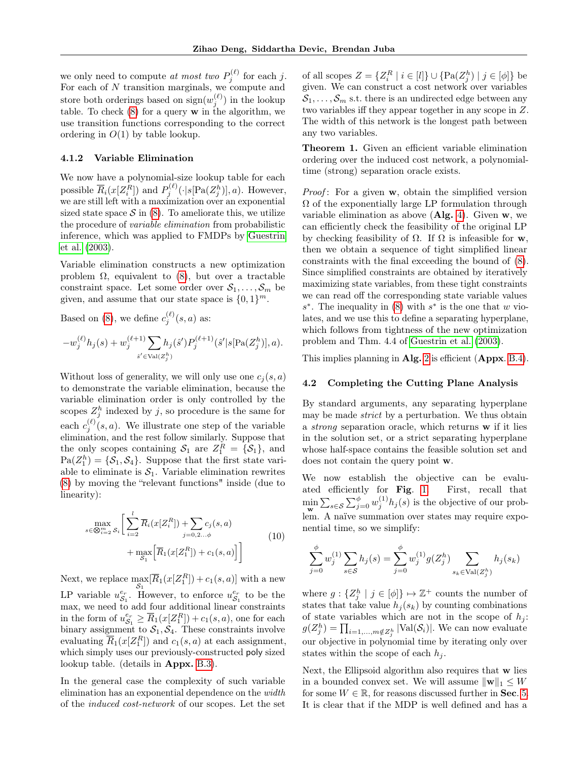we only need to compute *at most two* $P_j^{(\ell)}$ for each $j$. For each of $N$ transition marginals, we compute and store both orderings based on $\text{sign}(w_j^{(\ell)})$ in the lookup table. To check (8) for a query $\mathbf{w}$ in the algorithm, we use transition functions corresponding to the correct ordering in $O(1)$ by table lookup.

#### 4.1.2 Variable Elimination

We now have a polynomial-size lookup table for each possible $\overline{R}_i(x[Z_i^R])$ and $P_j^{(\ell)}(\cdot|s[\text{Pa}(Z_j^h)], a)$. However, we are still left with a maximization over an exponential sized state space $\mathcal{S}$ in (8). To ameliorate this, we utilize the procedure of *variable elimination* from probabilistic inference, which was applied to FMDPs by Guestrin et al. (2003).

Variable elimination constructs a new optimization problem $\Omega$, equivalent to (8), but over a tractable constraint space. Let some order over $\mathcal{S}_1, \ldots, \mathcal{S}_m$ be given, and assume that our state space is $\{0, 1\}^m$.

Based on (8), we define $c_j^{(\ell)}(s, a)$ as:

$$-w_j^{(\ell)} h_j(s) + w_j^{(\ell+1)} \sum_{\hat{s}' \in \text{Val}(Z_j^h)} h_j(\hat{s}') P_j^{(\ell+1)}(\hat{s}'|s[\text{Pa}(Z_j^h)], a).$$

Without loss of generality, we will only use one $c_j(s, a)$ to demonstrate the variable elimination, because the variable elimination order is only controlled by the scopes $Z_j^h$ indexed by $j$, so procedure is the same for each $c_j^{(\ell)}(s, a)$. We illustrate one step of the variable elimination, and the rest follow similarly. Suppose that the only scopes containing $\mathcal{S}_1$ are $Z_1^R = \{\mathcal{S}_1\}$, and $\text{Pa}(Z_1^h) = \{\mathcal{S}_1, \mathcal{S}_4\}$. Suppose that the first state variable to eliminate is $\mathcal{S}_1$. Variable elimination rewrites (8) by moving the "relevant functions" inside (due to linearity):

$$\max_{s \in \bigotimes_{i=2}^m \mathcal{S}_i} \Bigg[ \sum_{i=2}^{l} \overline{R}_i(x[Z_i^R]) + \sum_{j=0,2\ldots\phi} c_j(s, a) + \max_{\mathcal{S}_1} \Big[ \overline{R}_1(x[Z_1^R]) + c_1(s, a) \Big] \Bigg] \tag{10}$$

Next, we replace $\max_{\mathcal{S}_1}[\overline{R}_1(x[Z_1^R]) + c_1(s, a)]$ with a new LP variable $u_{\mathcal{S}_1}^{e_r}$. However, to enforce $u_{\mathcal{S}_1}^{e_r}$ to be the max, we need to add four additional linear constraints in the form of $u_{\mathcal{S}_1}^{e_r} \geq \overline{R}_1(x[Z_1^R]) + c_1(s, a)$, one for each binary assignment to $\mathcal{S}_1, \mathcal{S}_4$. These constraints involve evaluating $\overline{R}_1(x[Z_1^R])$ and $c_1(s, a)$ at each assignment, which simply uses our previously-constructed poly sized lookup table. (details in **Appx.** B.3).

In the general case the complexity of such variable elimination has an exponential dependence on the *width* of the *induced cost-network* of our scopes. Let the set of all scopes $Z = \{Z_i^R \mid i \in [l]\} \cup \{\text{Pa}(Z_j^h) \mid j \in [\phi]\}$ be given. We can construct a cost network over variables $\mathcal{S}_1, \ldots, \mathcal{S}_m$ s.t. there is an undirected edge between any two variables iff they appear together in any scope in $Z$. The width of this network is the longest path between any two variables.

**Theorem 1.** Given an efficient variable elimination ordering over the induced cost network, a polynomial-time (strong) separation oracle exists.

*Proof*: For a given $\mathbf{w}$, obtain the simplified version $\Omega$ of the exponentially large LP formulation through variable elimination as above (**Alg.** 4). Given $\mathbf{w}$, we can efficiently check the feasibility of the original LP by checking feasibility of $\Omega$. If $\Omega$ is infeasible for $\mathbf{w}$, then we obtain a sequence of tight simplified linear constraints with the final exceeding the bound of (8). Since simplified constraints are obtained by iteratively maximizing state variables, from these tight constraints we can read off the corresponding state variable values $s^*$. The inequality in (8) with $s^*$ is the one that $w$ violates, and we use this to define a separating hyperplane, which follows from tightness of the new optimization problem and Thm. 4.4 of Guestrin et al. (2003).

This implies planning in **Alg.** 2 is efficient (**Appx.** B.4).

### 4.2 Completing the Cutting Plane Analysis

By standard arguments, any separating hyperplane may be made *strict* by a perturbation. We thus obtain a *strong* separation oracle, which returns $\mathbf{w}$ if it lies in the solution set, or a strict separating hyperplane whose half-space contains the feasible solution set and does not contain the query point $\mathbf{w}$.

We now establish the objective can be evaluated efficiently for **Fig.** 1. First, recall that $\min_{\mathbf{w}} \sum_{s\in\mathcal{S}} \sum_{j=0}^{\phi} w_j^{(1)} h_j(s)$ is the objective of our problem. A naïve summation over states may require exponential time, so we simplify:

$$\sum_{j=0}^{\phi} w_j^{(1)} \sum_{s\in\mathcal{S}} h_j(s) = \sum_{j=0}^{\phi} w_j^{(1)} g(Z_j^h) \sum_{s_k \in \text{Val}(Z_j^h)} h_j(s_k)$$

where $g : \{Z_j^h \mid j \in [\phi]\} \mapsto \mathbb{Z}^+$ counts the number of states that take value $h_j(s_k)$ by counting combinations of state variables which are not in the scope of $h_j$: $g(Z_j^h) = \prod_{i=1,\ldots,m \notin Z_j^h} |\text{Val}(\mathcal{S}_i)|$. We can now evaluate our objective in polynomial time by iterating only over states within the scope of each $h_j$.

Next, the Ellipsoid algorithm also requires that $\mathbf{w}$ lies in a bounded convex set. We will assume $\|\mathbf{w}\|_1 \leq W$ for some $W \in \mathbb{R}$, for reasons discussed further in **Sec.** 5. It is clear that if the MDP is well defined and has a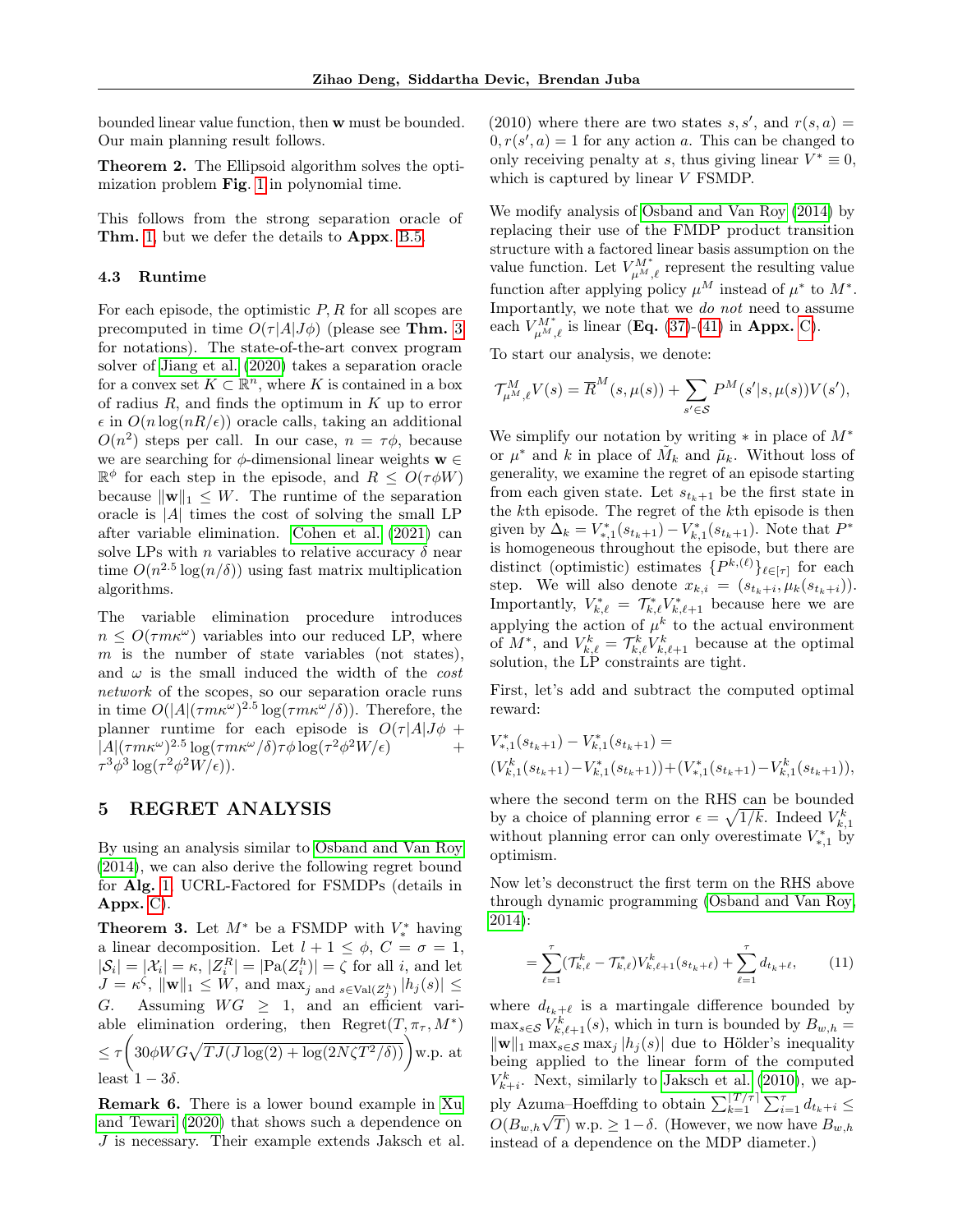bounded linear value function, then $\mathbf{w}$ must be bounded. Our main planning result follows.

**Theorem 2.** The Ellipsoid algorithm solves the optimization problem **Fig.** 1 in polynomial time.

This follows from the strong separation oracle of **Thm.** 1, but we defer the details to **Appx.** B.5.

### 4.3 Runtime

For each episode, the optimistic $P, R$ for all scopes are precomputed in time $O(\tau|A|J\phi)$ (please see **Thm.** 3 for notations). The state-of-the-art convex program solver of Jiang et al. (2020) takes a separation oracle for a convex set $K \subset \mathbb{R}^n$, where $K$ is contained in a box of radius $R$, and finds the optimum in $K$ up to error $\epsilon$ in $O(n \log(nR/\epsilon))$ oracle calls, taking an additional $O(n^2)$ steps per call. In our case, $n = \tau\phi$, because we are searching for $\phi$-dimensional linear weights $\mathbf{w} \in \mathbb{R}^\phi$ for each step in the episode, and $R \leq O(\tau\phi W)$ because $\|\mathbf{w}\|_1 \leq W$. The runtime of the separation oracle is $|A|$ times the cost of solving the small LP after variable elimination. Cohen et al. (2021) can solve LPs with $n$ variables to relative accuracy $\delta$ near time $O(n^{2.5} \log(n/\delta))$ using fast matrix multiplication algorithms.

The variable elimination procedure introduces $n \leq O(\tau m \kappa^\omega)$ variables into our reduced LP, where $m$ is the number of state variables (not states), and $\omega$ is the small induced the width of the *cost network* of the scopes, so our separation oracle runs in time $O(|A|(\tau m \kappa^\omega)^{2.5} \log(\tau m \kappa^\omega/\delta))$. Therefore, the planner runtime for each episode is $O(\tau|A|J\phi + |A|(\tau m \kappa^\omega)^{2.5} \log(\tau m \kappa^\omega/\delta)\tau\phi \log(\tau^2\phi^2 W/\epsilon) + \tau^3\phi^3 \log(\tau^2\phi^2 W/\epsilon))$.

## 5 REGRET ANALYSIS

By using an analysis similar to Osband and Van Roy (2014), we can also derive the following regret bound for **Alg.** 1 UCRL-Factored for FSMDPs (details in **Appx.** C).

**Theorem 3.** Let $M^*$ be a FSMDP with $V^*_*$ having a linear decomposition. Let $l + 1 \leq \phi$, $C = \sigma = 1$, $|\mathcal{S}_i| = |\mathcal{X}_i| = \kappa$, $|Z^R_i| = |\mathrm{Pa}(Z^h_i)| = \zeta$ for all $i$, and let $J = \kappa^\zeta$, $\|\mathbf{w}\|_1 \leq W$, and $\max_{j \text{ and } s \in \mathrm{Val}(Z^h_j)} |h_j(s)| \leq G$. Assuming $WG \geq 1$, and an efficient variable elimination ordering, then $\mathrm{Regret}(T, \pi_\tau, M^*) \leq \tau\left(30\phi WG\sqrt{TJ(J\log(2) + \log(2N\zeta T^2/\delta))}\right)$ w.p. at least $1 - 3\delta$.

**Remark 6.** There is a lower bound example in Xu and Tewari (2020) that shows such a dependence on $J$ is necessary. Their example extends Jaksch et al. (2010) where there are two states $s, s'$, and $r(s,a) = 0, r(s',a) = 1$ for any action $a$. This can be changed to only receiving penalty at $s$, thus giving linear $V^* \equiv 0$, which is captured by linear $V$ FSMDP.

We modify analysis of Osband and Van Roy (2014) by replacing their use of the FMDP product transition structure with a factored linear basis assumption on the value function. Let $V^{M^*}_{\mu^M,\ell}$ represent the resulting value function after applying policy $\mu^M$ instead of $\mu^*$ to $M^*$. Importantly, we note that we *do not* need to assume each $V^{M^*}_{\mu^M,\ell}$ is linear (**Eq.** (37)-(41) in **Appx.** C).

To start our analysis, we denote:

$$\mathcal{T}^M_{\mu^M,\ell} V(s) = \overline{R}^M(s, \mu(s)) + \sum_{s' \in \mathcal{S}} P^M(s'|s, \mu(s)) V(s'),$$

We simplify our notation by writing $*$ in place of $M^*$ or $\mu^*$ and $k$ in place of $\tilde{M}_k$ and $\tilde{\mu}_k$. Without loss of generality, we examine the regret of an episode starting from each given state. Let $s_{t_k+1}$ be the first state in the $k$th episode. The regret of the $k$th episode is then given by $\Delta_k = V^*_{*,1}(s_{t_k+1}) - V^*_{k,1}(s_{t_k+1})$. Note that $P^*$ is homogeneous throughout the episode, but there are distinct (optimistic) estimates $\{P^{k,(\ell)}\}_{\ell \in [\tau]}$ for each step. We will also denote $x_{k,i} = (s_{t_k+i}, \mu_k(s_{t_k+i}))$. Importantly, $V^*_{k,\ell} = \mathcal{T}^*_{k,\ell} V^*_{k,\ell+1}$ because here we are applying the action of $\mu^k$ to the actual environment of $M^*$, and $V^k_{k,\ell} = \mathcal{T}^k_{k,\ell} V^k_{k,\ell+1}$ because at the optimal solution, the LP constraints are tight.

First, let's add and subtract the computed optimal reward:

$$V^*_{*,1}(s_{t_k+1}) - V^*_{k,1}(s_{t_k+1}) =$$
$$(V^k_{k,1}(s_{t_k+1}) - V^*_{k,1}(s_{t_k+1})) + (V^*_{*,1}(s_{t_k+1}) - V^k_{k,1}(s_{t_k+1})),$$

where the second term on the RHS can be bounded by a choice of planning error $\epsilon = \sqrt{1/k}$. Indeed $V^k_{k,1}$ without planning error can only overestimate $V^*_{*,1}$ by optimism.

Now let's deconstruct the first term on the RHS above through dynamic programming (Osband and Van Roy, 2014):

$$= \sum_{\ell=1}^{\tau} (\mathcal{T}^k_{k,\ell} - \mathcal{T}^*_{k,\ell}) V^k_{k,\ell+1}(s_{t_k+\ell}) + \sum_{\ell=1}^{\tau} d_{t_k+\ell}, \tag{11}$$

where $d_{t_k+\ell}$ is a martingale difference bounded by $\max_{s \in \mathcal{S}} V^k_{k,\ell+1}(s)$, which in turn is bounded by $B_{w,h} = \|\mathbf{w}\|_1 \max_{s \in \mathcal{S}} \max_j |h_j(s)|$ due to Hölder's inequality being applied to the linear form of the computed $V^k_{k+i}$. Next, similarly to Jaksch et al. (2010), we apply Azuma–Hoeffding to obtain $\sum_{k=1}^{\lceil T/\tau \rceil} \sum_{i=1}^{\tau} d_{t_k+i} \leq O(B_{w,h}\sqrt{T})$ w.p. $\geq 1 - \delta$. (However, we now have $B_{w,h}$ instead of a dependence on the MDP diameter.)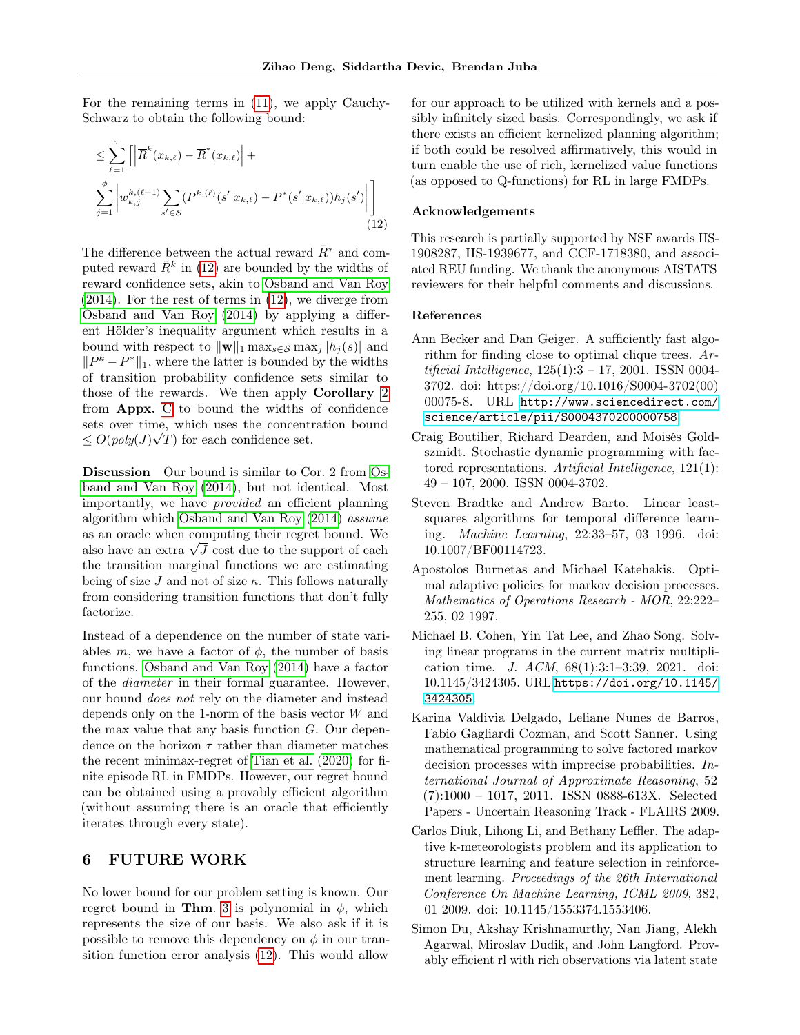For the remaining terms in (11), we apply Cauchy-Schwarz to obtain the following bound:

$$\leq \sum_{\ell=1}^{\tau} \Bigg[ \left| \overline{R}^k(x_{k,\ell}) - \overline{R}^*(x_{k,\ell}) \right| + \sum_{j=1}^{\phi} \left| w_{k,j}^{k,(\ell+1)} \sum_{s' \in \mathcal{S}} (P^{k,(\ell)}(s'|x_{k,\ell}) - P^*(s'|x_{k,\ell})) h_j(s') \right| \Bigg] \tag{12}$$

The difference between the actual reward $\bar{R}^*$ and computed reward $\bar{R}^k$ in (12) are bounded by the widths of reward confidence sets, akin to Osband and Van Roy (2014). For the rest of terms in (12), we diverge from Osband and Van Roy (2014) by applying a different Hölder's inequality argument which results in a bound with respect to $\|\mathbf{w}\|_1 \max_{s \in \mathcal{S}} \max_j |h_j(s)|$ and $\|P^k - P^*\|_1$, where the latter is bounded by the widths of transition probability confidence sets similar to those of the rewards. We then apply **Corollary** 2 from **Appx.** C to bound the widths of confidence sets over time, which uses the concentration bound $\leq O(poly(J)\sqrt{T})$ for each confidence set.

**Discussion** Our bound is similar to Cor. 2 from Osband and Van Roy (2014), but not identical. Most importantly, we have *provided* an efficient planning algorithm which Osband and Van Roy (2014) *assume* as an oracle when computing their regret bound. We also have an extra $\sqrt{J}$ cost due to the support of each the transition marginal functions we are estimating being of size $J$ and not of size $\kappa$. This follows naturally from considering transition functions that don't fully factorize.

Instead of a dependence on the number of state variables $m$, we have a factor of $\phi$, the number of basis functions. Osband and Van Roy (2014) have a factor of the *diameter* in their formal guarantee. However, our bound *does not* rely on the diameter and instead depends only on the 1-norm of the basis vector $W$ and the max value that any basis function $G$. Our dependence on the horizon $\tau$ rather than diameter matches the recent minimax-regret of Tian et al. (2020) for finite episode RL in FMDPs. However, our regret bound can be obtained using a provably efficient algorithm (without assuming there is an oracle that efficiently iterates through every state).

## 6 FUTURE WORK

No lower bound for our problem setting is known. Our regret bound in **Thm**. 3 is polynomial in $\phi$, which represents the size of our basis. We also ask if it is possible to remove this dependency on $\phi$ in our transition function error analysis (12). This would allow for our approach to be utilized with kernels and a possibly infinitely sized basis. Correspondingly, we ask if there exists an efficient kernelized planning algorithm; if both could be resolved affirmatively, this would in turn enable the use of rich, kernelized value functions (as opposed to Q-functions) for RL in large FMDPs.

### Acknowledgements

This research is partially supported by NSF awards IIS-1908287, IIS-1939677, and CCF-1718380, and associated REU funding. We thank the anonymous AISTATS reviewers for their helpful comments and discussions.

### References

Ann Becker and Dan Geiger. A sufficiently fast algorithm for finding close to optimal clique trees. *Artificial Intelligence*, 125(1):3 – 17, 2001. ISSN 0004-3702. doi: https://doi.org/10.1016/S0004-3702(00)00075-8. URL http://www.sciencedirect.com/science/article/pii/S0004370200000758.

Craig Boutilier, Richard Dearden, and Moisés Goldszmidt. Stochastic dynamic programming with factored representations. *Artificial Intelligence*, 121(1): 49 – 107, 2000. ISSN 0004-3702.

Steven Bradtke and Andrew Barto. Linear least-squares algorithms for temporal difference learning. *Machine Learning*, 22:33–57, 03 1996. doi: 10.1007/BF00114723.

Apostolos Burnetas and Michael Katehakis. Optimal adaptive policies for markov decision processes. *Mathematics of Operations Research - MOR*, 22:222–255, 02 1997.

Michael B. Cohen, Yin Tat Lee, and Zhao Song. Solving linear programs in the current matrix multiplication time. *J. ACM*, 68(1):3:1–3:39, 2021. doi: 10.1145/3424305. URL https://doi.org/10.1145/3424305.

Karina Valdivia Delgado, Leliane Nunes de Barros, Fabio Gagliardi Cozman, and Scott Sanner. Using mathematical programming to solve factored markov decision processes with imprecise probabilities. *International Journal of Approximate Reasoning*, 52 (7):1000 – 1017, 2011. ISSN 0888-613X. Selected Papers - Uncertain Reasoning Track - FLAIRS 2009.

Carlos Diuk, Lihong Li, and Bethany Leffler. The adaptive k-meteorologists problem and its application to structure learning and feature selection in reinforcement learning. *Proceedings of the 26th International Conference On Machine Learning, ICML 2009*, 382, 01 2009. doi: 10.1145/1553374.1553406.

Simon Du, Akshay Krishnamurthy, Nan Jiang, Alekh Agarwal, Miroslav Dudik, and John Langford. Provably efficient rl with rich observations via latent state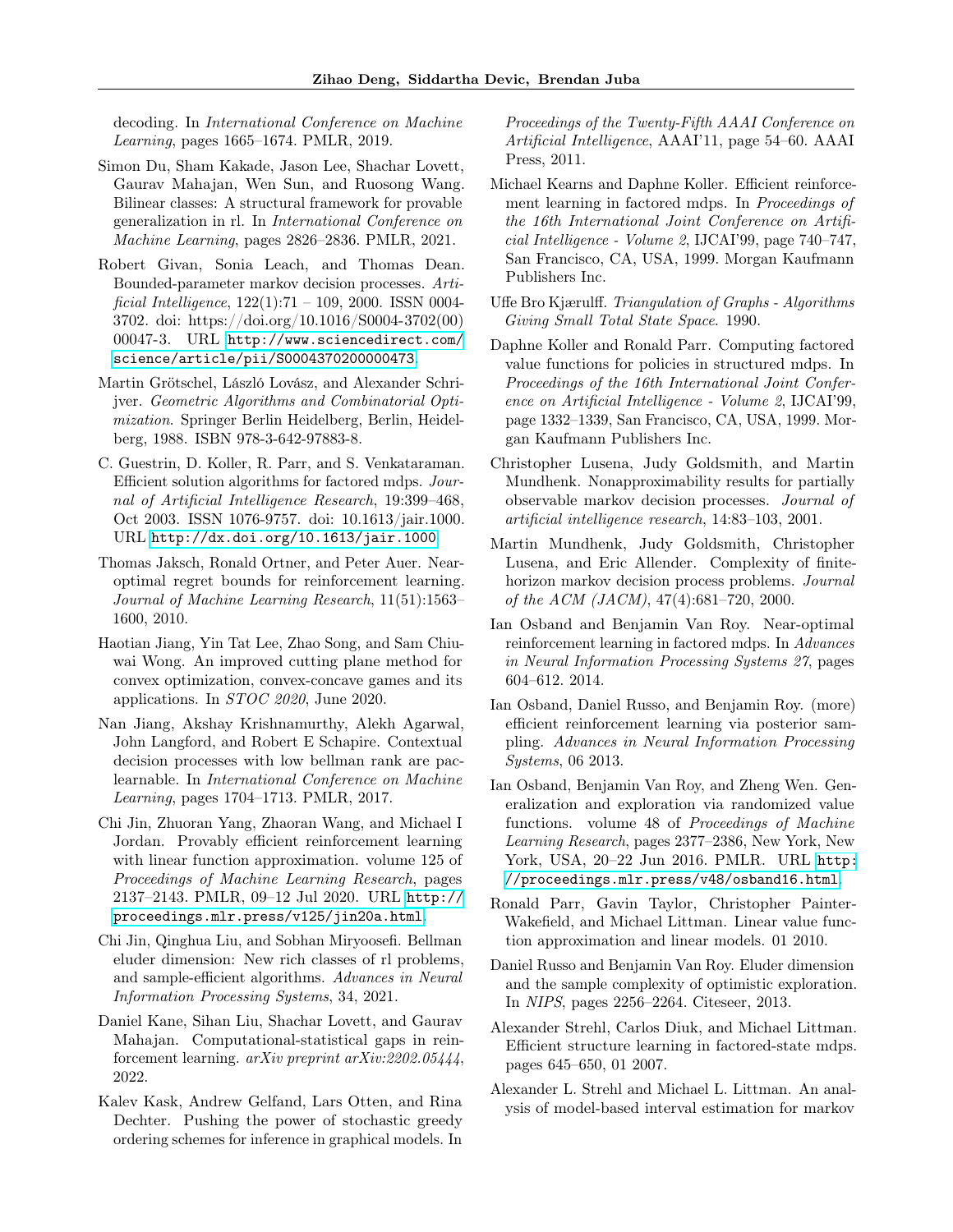decoding. In *International Conference on Machine Learning*, pages 1665–1674. PMLR, 2019.

Simon Du, Sham Kakade, Jason Lee, Shachar Lovett, Gaurav Mahajan, Wen Sun, and Ruosong Wang. Bilinear classes: A structural framework for provable generalization in rl. In *International Conference on Machine Learning*, pages 2826–2836. PMLR, 2021.

Robert Givan, Sonia Leach, and Thomas Dean. Bounded-parameter markov decision processes. *Artificial Intelligence*, 122(1):71 – 109, 2000. ISSN 0004-3702. doi: https://doi.org/10.1016/S0004-3702(00)00047-3. URL http://www.sciencedirect.com/science/article/pii/S0004370200000473.

Martin Grötschel, László Lovász, and Alexander Schrijver. *Geometric Algorithms and Combinatorial Optimization*. Springer Berlin Heidelberg, Berlin, Heidelberg, 1988. ISBN 978-3-642-97883-8.

C. Guestrin, D. Koller, R. Parr, and S. Venkataraman. Efficient solution algorithms for factored mdps. *Journal of Artificial Intelligence Research*, 19:399–468, Oct 2003. ISSN 1076-9757. doi: 10.1613/jair.1000. URL http://dx.doi.org/10.1613/jair.1000.

Thomas Jaksch, Ronald Ortner, and Peter Auer. Near-optimal regret bounds for reinforcement learning. *Journal of Machine Learning Research*, 11(51):1563–1600, 2010.

Haotian Jiang, Yin Tat Lee, Zhao Song, and Sam Chiu-wai Wong. An improved cutting plane method for convex optimization, convex-concave games and its applications. In *STOC 2020*, June 2020.

Nan Jiang, Akshay Krishnamurthy, Alekh Agarwal, John Langford, and Robert E Schapire. Contextual decision processes with low bellman rank are pac-learnable. In *International Conference on Machine Learning*, pages 1704–1713. PMLR, 2017.

Chi Jin, Zhuoran Yang, Zhaoran Wang, and Michael I Jordan. Provably efficient reinforcement learning with linear function approximation. volume 125 of *Proceedings of Machine Learning Research*, pages 2137–2143. PMLR, 09–12 Jul 2020. URL http://proceedings.mlr.press/v125/jin20a.html.

Chi Jin, Qinghua Liu, and Sobhan Miryoosefi. Bellman eluder dimension: New rich classes of rl problems, and sample-efficient algorithms. *Advances in Neural Information Processing Systems*, 34, 2021.

Daniel Kane, Sihan Liu, Shachar Lovett, and Gaurav Mahajan. Computational-statistical gaps in reinforcement learning. *arXiv preprint arXiv:2202.05444*, 2022.

Kalev Kask, Andrew Gelfand, Lars Otten, and Rina Dechter. Pushing the power of stochastic greedy ordering schemes for inference in graphical models. In *Proceedings of the Twenty-Fifth AAAI Conference on Artificial Intelligence*, AAAI'11, page 54–60. AAAI Press, 2011.

Michael Kearns and Daphne Koller. Efficient reinforcement learning in factored mdps. In *Proceedings of the 16th International Joint Conference on Artificial Intelligence - Volume 2*, IJCAI'99, page 740–747, San Francisco, CA, USA, 1999. Morgan Kaufmann Publishers Inc.

Uffe Bro Kjærulff. *Triangulation of Graphs - Algorithms Giving Small Total State Space*. 1990.

Daphne Koller and Ronald Parr. Computing factored value functions for policies in structured mdps. In *Proceedings of the 16th International Joint Conference on Artificial Intelligence - Volume 2*, IJCAI'99, page 1332–1339, San Francisco, CA, USA, 1999. Morgan Kaufmann Publishers Inc.

Christopher Lusena, Judy Goldsmith, and Martin Mundhenk. Nonapproximability results for partially observable markov decision processes. *Journal of artificial intelligence research*, 14:83–103, 2001.

Martin Mundhenk, Judy Goldsmith, Christopher Lusena, and Eric Allender. Complexity of finite-horizon markov decision process problems. *Journal of the ACM (JACM)*, 47(4):681–720, 2000.

Ian Osband and Benjamin Van Roy. Near-optimal reinforcement learning in factored mdps. In *Advances in Neural Information Processing Systems 27*, pages 604–612. 2014.

Ian Osband, Daniel Russo, and Benjamin Roy. (more) efficient reinforcement learning via posterior sampling. *Advances in Neural Information Processing Systems*, 06 2013.

Ian Osband, Benjamin Van Roy, and Zheng Wen. Generalization and exploration via randomized value functions. volume 48 of *Proceedings of Machine Learning Research*, pages 2377–2386, New York, New York, USA, 20–22 Jun 2016. PMLR. URL http://proceedings.mlr.press/v48/osband16.html.

Ronald Parr, Gavin Taylor, Christopher Painter-Wakefield, and Michael Littman. Linear value function approximation and linear models. 01 2010.

Daniel Russo and Benjamin Van Roy. Eluder dimension and the sample complexity of optimistic exploration. In *NIPS*, pages 2256–2264. Citeseer, 2013.

Alexander Strehl, Carlos Diuk, and Michael Littman. Efficient structure learning in factored-state mdps. pages 645–650, 01 2007.

Alexander L. Strehl and Michael L. Littman. An analysis of model-based interval estimation for markov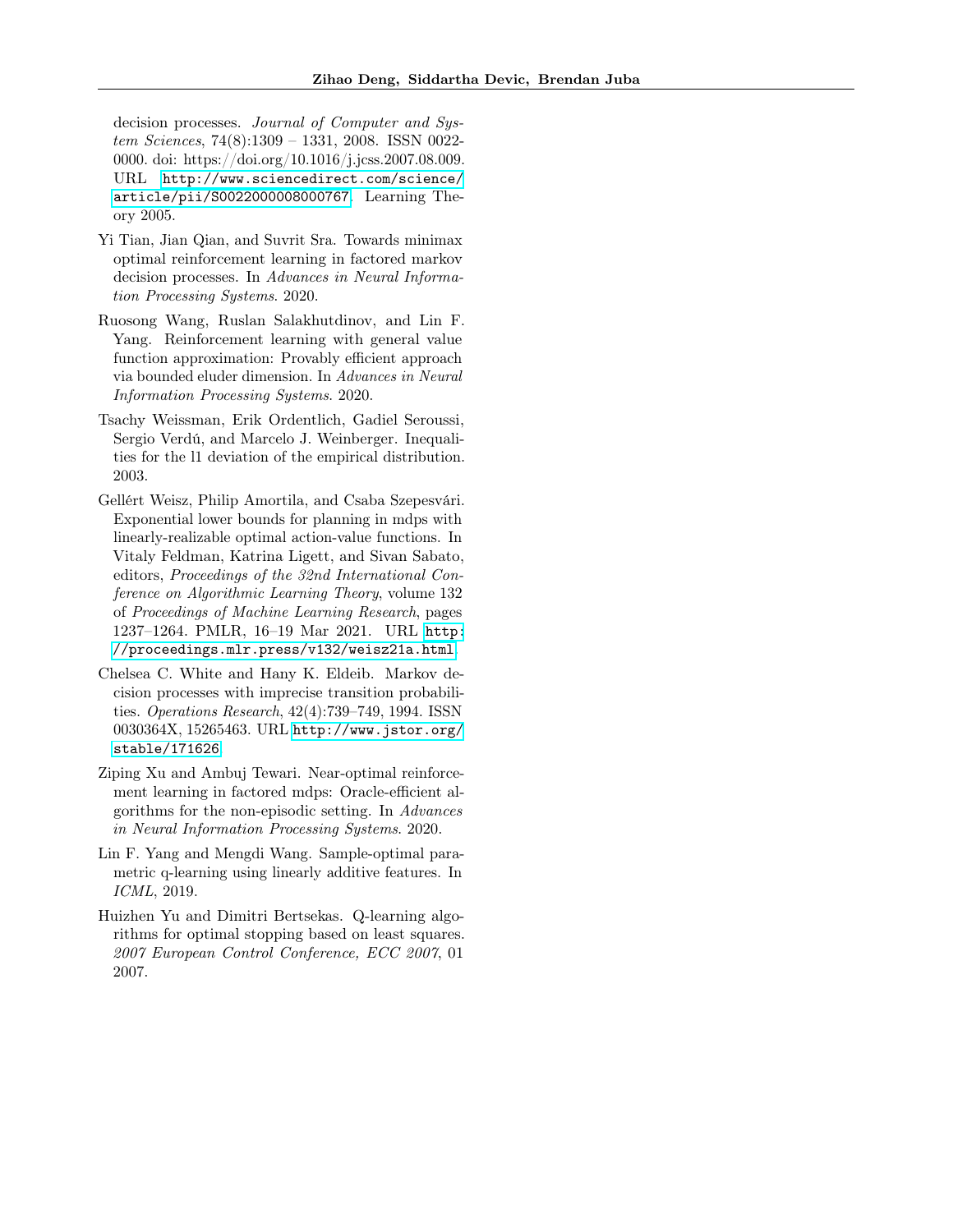decision processes. *Journal of Computer and System Sciences*, 74(8):1309 – 1331, 2008. ISSN 0022-0000. doi: https://doi.org/10.1016/j.jcss.2007.08.009. URL http://www.sciencedirect.com/science/article/pii/S0022000008000767. Learning Theory 2005.

Yi Tian, Jian Qian, and Suvrit Sra. Towards minimax optimal reinforcement learning in factored markov decision processes. In *Advances in Neural Information Processing Systems*. 2020.

Ruosong Wang, Ruslan Salakhutdinov, and Lin F. Yang. Reinforcement learning with general value function approximation: Provably efficient approach via bounded eluder dimension. In *Advances in Neural Information Processing Systems*. 2020.

Tsachy Weissman, Erik Ordentlich, Gadiel Seroussi, Sergio Verdú, and Marcelo J. Weinberger. Inequalities for the l1 deviation of the empirical distribution. 2003.

Gellért Weisz, Philip Amortila, and Csaba Szepesvári. Exponential lower bounds for planning in mdps with linearly-realizable optimal action-value functions. In Vitaly Feldman, Katrina Ligett, and Sivan Sabato, editors, *Proceedings of the 32nd International Conference on Algorithmic Learning Theory*, volume 132 of *Proceedings of Machine Learning Research*, pages 1237–1264. PMLR, 16–19 Mar 2021. URL http://proceedings.mlr.press/v132/weisz21a.html.

Chelsea C. White and Hany K. Eldeib. Markov decision processes with imprecise transition probabilities. *Operations Research*, 42(4):739–749, 1994. ISSN 0030364X, 15265463. URL http://www.jstor.org/stable/171626.

Ziping Xu and Ambuj Tewari. Near-optimal reinforcement learning in factored mdps: Oracle-efficient algorithms for the non-episodic setting. In *Advances in Neural Information Processing Systems*. 2020.

Lin F. Yang and Mengdi Wang. Sample-optimal parametric q-learning using linearly additive features. In *ICML*, 2019.

Huizhen Yu and Dimitri Bertsekas. Q-learning algorithms for optimal stopping based on least squares. *2007 European Control Conference, ECC 2007*, 01 2007.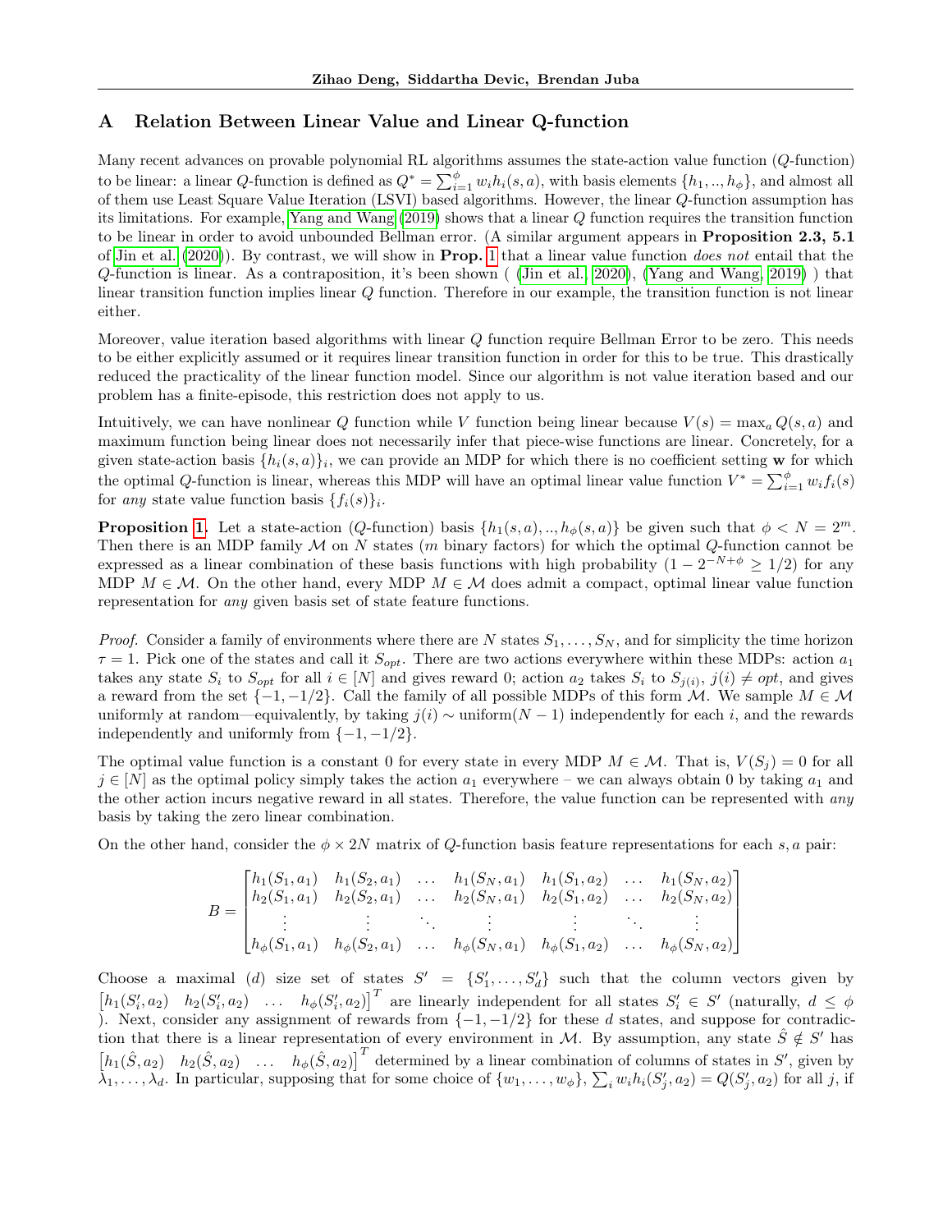## A Relation Between Linear Value and Linear Q-function

Many recent advances on provable polynomial RL algorithms assumes the state-action value function ($Q$-function) to be linear: a linear $Q$-function is defined as $Q^* = \sum_{i=1}^{\phi} w_i h_i(s,a)$, with basis elements $\{h_1, .., h_\phi\}$, and almost all of them use Least Square Value Iteration (LSVI) based algorithms. However, the linear $Q$-function assumption has its limitations. For example, Yang and Wang (2019) shows that a linear $Q$ function requires the transition function to be linear in order to avoid unbounded Bellman error. (A similar argument appears in **Proposition 2.3, 5.1** of Jin et al. (2020)). By contrast, we will show in **Prop. 1** that a linear value function *does not* entail that the $Q$-function is linear. As a contraposition, it's been shown ( (Jin et al., 2020), (Yang and Wang, 2019) ) that linear transition function implies linear $Q$ function. Therefore in our example, the transition function is not linear either.

Moreover, value iteration based algorithms with linear $Q$ function require Bellman Error to be zero. This needs to be either explicitly assumed or it requires linear transition function in order for this to be true. This drastically reduced the practicality of the linear function model. Since our algorithm is not value iteration based and our problem has a finite-episode, this restriction does not apply to us.

Intuitively, we can have nonlinear $Q$ function while $V$ function being linear because $V(s) = \max_a Q(s,a)$ and maximum function being linear does not necessarily infer that piece-wise functions are linear. Concretely, for a given state-action basis $\{h_i(s,a)\}_i$, we can provide an MDP for which there is no coefficient setting $\mathbf{w}$ for which the optimal $Q$-function is linear, whereas this MDP will have an optimal linear value function $V^* = \sum_{i=1}^{\phi} w_i f_i(s)$ for *any* state value function basis $\{f_i(s)\}_i$.

**Proposition 1.** Let a state-action ($Q$-function) basis $\{h_1(s,a), .., h_\phi(s,a)\}$ be given such that $\phi < N = 2^m$. Then there is an MDP family $\mathcal{M}$ on $N$ states ($m$ binary factors) for which the optimal $Q$-function cannot be expressed as a linear combination of these basis functions with high probability ($1 - 2^{-N+\phi} \geq 1/2$) for any MDP $M \in \mathcal{M}$. On the other hand, every MDP $M \in \mathcal{M}$ does admit a compact, optimal linear value function representation for *any* given basis set of state feature functions.

*Proof.* Consider a family of environments where there are $N$ states $S_1, \ldots, S_N$, and for simplicity the time horizon $\tau = 1$. Pick one of the states and call it $S_{opt}$. There are two actions everywhere within these MDPs: action $a_1$ takes any state $S_i$ to $S_{opt}$ for all $i \in [N]$ and gives reward 0; action $a_2$ takes $S_i$ to $S_{j(i)}$, $j(i) \neq opt$, and gives a reward from the set $\{-1, -1/2\}$. Call the family of all possible MDPs of this form $\mathcal{M}$. We sample $M \in \mathcal{M}$ uniformly at random—equivalently, by taking $j(i) \sim \text{uniform}(N-1)$ independently for each $i$, and the rewards independently and uniformly from $\{-1, -1/2\}$.

The optimal value function is a constant 0 for every state in every MDP $M \in \mathcal{M}$. That is, $V(S_j) = 0$ for all $j \in [N]$ as the optimal policy simply takes the action $a_1$ everywhere – we can always obtain 0 by taking $a_1$ and the other action incurs negative reward in all states. Therefore, the value function can be represented with *any* basis by taking the zero linear combination.

On the other hand, consider the $\phi \times 2N$ matrix of $Q$-function basis feature representations for each $s, a$ pair:

$$B = \begin{bmatrix} h_1(S_1,a_1) & h_1(S_2,a_1) & \ldots & h_1(S_N,a_1) & h_1(S_1,a_2) & \ldots & h_1(S_N,a_2) \\ h_2(S_1,a_1) & h_2(S_2,a_1) & \ldots & h_2(S_N,a_1) & h_2(S_1,a_2) & \ldots & h_2(S_N,a_2) \\ \vdots & \vdots & \ddots & \vdots & \vdots & \ddots & \vdots \\ h_\phi(S_1,a_1) & h_\phi(S_2,a_1) & \ldots & h_\phi(S_N,a_1) & h_\phi(S_1,a_2) & \ldots & h_\phi(S_N,a_2) \end{bmatrix}$$

Choose a maximal ($d$) size set of states $S' = \{S'_1, \ldots, S'_d\}$ such that the column vectors given by $\begin{bmatrix} h_1(S'_i,a_2) & h_2(S'_i,a_2) & \ldots & h_\phi(S'_i,a_2) \end{bmatrix}^T$ are linearly independent for all states $S'_i \in S'$ (naturally, $d \leq \phi$ ). Next, consider any assignment of rewards from $\{-1, -1/2\}$ for these $d$ states, and suppose for contradiction that there is a linear representation of every environment in $\mathcal{M}$. By assumption, any state $\hat{S} \notin S'$ has $\begin{bmatrix} h_1(\hat{S},a_2) & h_2(\hat{S},a_2) & \ldots & h_\phi(\hat{S},a_2) \end{bmatrix}^T$ determined by a linear combination of columns of states in $S'$, given by $\lambda_1, \ldots, \lambda_d$. In particular, supposing that for some choice of $\{w_1, \ldots, w_\phi\}$, $\sum_i w_i h_i(S'_j, a_2) = Q(S'_j, a_2)$ for all $j$, if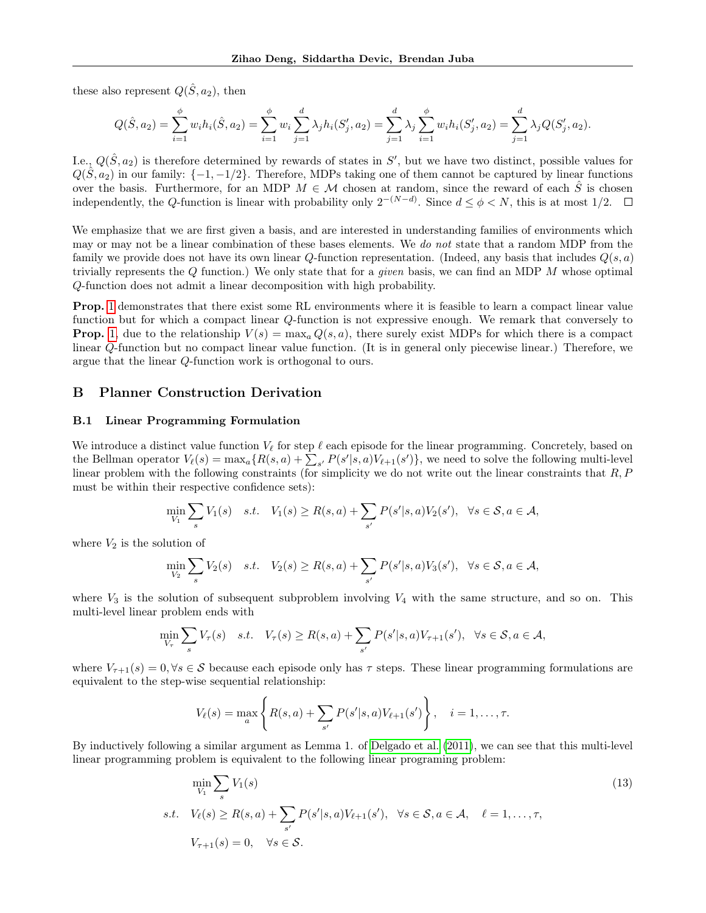these also represent $Q(\hat{S}, a_2)$, then

$$Q(\hat{S}, a_2) = \sum_{i=1}^{\phi} w_i h_i(\hat{S}, a_2) = \sum_{i=1}^{\phi} w_i \sum_{j=1}^{d} \lambda_j h_i(S'_j, a_2) = \sum_{j=1}^{d} \lambda_j \sum_{i=1}^{\phi} w_i h_i(S'_j, a_2) = \sum_{j=1}^{d} \lambda_j Q(S'_j, a_2).$$

I.e., $Q(\hat{S}, a_2)$ is therefore determined by rewards of states in $S'$, but we have two distinct, possible values for $Q(\hat{S}, a_2)$ in our family: $\{-1, -1/2\}$. Therefore, MDPs taking one of them cannot be captured by linear functions over the basis. Furthermore, for an MDP $M \in \mathcal{M}$ chosen at random, since the reward of each $\hat{S}$ is chosen independently, the $Q$-function is linear with probability only $2^{-(N-d)}$. Since $d \leq \phi < N$, this is at most $1/2$. □

We emphasize that we are first given a basis, and are interested in understanding families of environments which may or may not be a linear combination of these bases elements. We *do not* state that a random MDP from the family we provide does not have its own linear $Q$-function representation. (Indeed, any basis that includes $Q(s, a)$ trivially represents the $Q$ function.) We only state that for a *given* basis, we can find an MDP $M$ whose optimal $Q$-function does not admit a linear decomposition with high probability.

**Prop. 1** demonstrates that there exist some RL environments where it is feasible to learn a compact linear value function but for which a compact linear $Q$-function is not expressive enough. We remark that conversely to **Prop. 1**, due to the relationship $V(s) = \max_a Q(s, a)$, there surely exist MDPs for which there is a compact linear $Q$-function but no compact linear value function. (It is in general only piecewise linear.) Therefore, we argue that the linear $Q$-function work is orthogonal to ours.

# B Planner Construction Derivation

## B.1 Linear Programming Formulation

We introduce a distinct value function $V_\ell$ for step $\ell$ each episode for the linear programming. Concretely, based on the Bellman operator $V_\ell(s) = \max_a\{R(s, a) + \sum_{s'} P(s'|s, a)V_{\ell+1}(s')\}$, we need to solve the following multi-level linear problem with the following constraints (for simplicity we do not write out the linear constraints that $R, P$ must be within their respective confidence sets):

$$\min_{V_1} \sum_s V_1(s) \quad s.t. \quad V_1(s) \geq R(s, a) + \sum_{s'} P(s'|s, a)V_2(s'), \quad \forall s \in \mathcal{S}, a \in \mathcal{A},$$

where $V_2$ is the solution of

$$\min_{V_2} \sum_s V_2(s) \quad s.t. \quad V_2(s) \geq R(s, a) + \sum_{s'} P(s'|s, a)V_3(s'), \quad \forall s \in \mathcal{S}, a \in \mathcal{A},$$

where $V_3$ is the solution of subsequent subproblem involving $V_4$ with the same structure, and so on. This multi-level linear problem ends with

$$\min_{V_\tau} \sum_s V_\tau(s) \quad s.t. \quad V_\tau(s) \geq R(s, a) + \sum_{s'} P(s'|s, a)V_{\tau+1}(s'), \quad \forall s \in \mathcal{S}, a \in \mathcal{A},$$

where $V_{\tau+1}(s) = 0, \forall s \in \mathcal{S}$ because each episode only has $\tau$ steps. These linear programming formulations are equivalent to the step-wise sequential relationship:

$$V_\ell(s) = \max_a \left\{ R(s, a) + \sum_{s'} P(s'|s, a)V_{\ell+1}(s') \right\}, \quad i = 1, \ldots, \tau.$$

By inductively following a similar argument as Lemma 1. of Delgado et al. (2011), we can see that this multi-level linear programming problem is equivalent to the following linear programing problem:

$$\begin{aligned} &\min_{V_1} \sum_s V_1(s) \qquad\qquad (13) \\ s.t. \quad &V_\ell(s) \geq R(s, a) + \sum_{s'} P(s'|s, a)V_{\ell+1}(s'), \quad \forall s \in \mathcal{S}, a \in \mathcal{A}, \quad \ell = 1, \ldots, \tau, \\ &V_{\tau+1}(s) = 0, \quad \forall s \in \mathcal{S}. \end{aligned}$$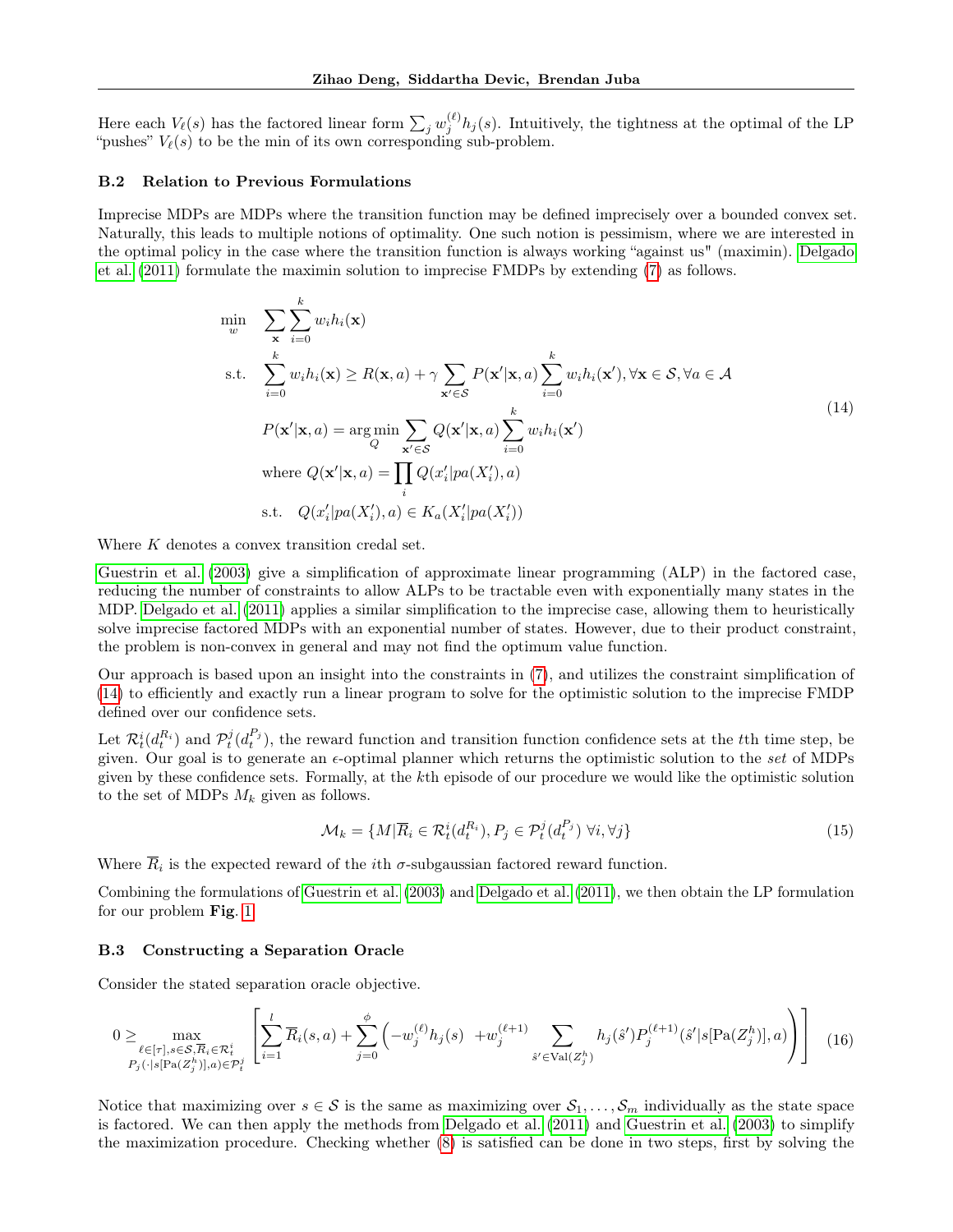Here each $V_\ell(s)$ has the factored linear form $\sum_j w_j^{(\ell)} h_j(s)$. Intuitively, the tightness at the optimal of the LP "pushes" $V_\ell(s)$ to be the min of its own corresponding sub-problem.

### B.2 Relation to Previous Formulations

Imprecise MDPs are MDPs where the transition function may be defined imprecisely over a bounded convex set. Naturally, this leads to multiple notions of optimality. One such notion is pessimism, where we are interested in the optimal policy in the case where the transition function is always working "against us" (maximin). Delgado et al. (2011) formulate the maximin solution to imprecise FMDPs by extending (7) as follows.

$$
\begin{aligned}
\min_{w} \quad & \sum_{\mathbf{x}} \sum_{i=0}^{k} w_i h_i(\mathbf{x}) \\
\text{s.t.} \quad & \sum_{i=0}^{k} w_i h_i(\mathbf{x}) \geq R(\mathbf{x}, a) + \gamma \sum_{\mathbf{x}' \in \mathcal{S}} P(\mathbf{x}'|\mathbf{x}, a) \sum_{i=0}^{k} w_i h_i(\mathbf{x}'), \forall \mathbf{x} \in \mathcal{S}, \forall a \in \mathcal{A} \\
& P(\mathbf{x}'|\mathbf{x}, a) = \arg\min_{Q} \sum_{\mathbf{x}' \in \mathcal{S}} Q(\mathbf{x}'|\mathbf{x}, a) \sum_{i=0}^{k} w_i h_i(\mathbf{x}') \\
& \text{where } Q(\mathbf{x}'|\mathbf{x}, a) = \prod_{i} Q(x_i'|pa(X_i'), a) \\
& \text{s.t.} \quad Q(x_i'|pa(X_i'), a) \in K_a(X_i'|pa(X_i'))
\end{aligned} \tag{14}
$$

Where $K$ denotes a convex transition credal set.

Guestrin et al. (2003) give a simplification of approximate linear programming (ALP) in the factored case, reducing the number of constraints to allow ALPs to be tractable even with exponentially many states in the MDP. Delgado et al. (2011) applies a similar simplification to the imprecise case, allowing them to heuristically solve imprecise factored MDPs with an exponential number of states. However, due to their product constraint, the problem is non-convex in general and may not find the optimum value function.

Our approach is based upon an insight into the constraints in (7), and utilizes the constraint simplification of (14) to efficiently and exactly run a linear program to solve for the optimistic solution to the imprecise FMDP defined over our confidence sets.

Let $\mathcal{R}_t^i(d_t^{R_i})$ and $\mathcal{P}_t^j(d_t^{P_j})$, the reward function and transition function confidence sets at the $t$th time step, be given. Our goal is to generate an $\epsilon$-optimal planner which returns the optimistic solution to the *set* of MDPs given by these confidence sets. Formally, at the $k$th episode of our procedure we would like the optimistic solution to the set of MDPs $M_k$ given as follows.

$$
\mathcal{M}_k = \{M | \overline{R}_i \in \mathcal{R}_t^i(d_t^{R_i}), P_j \in \mathcal{P}_t^j(d_t^{P_j}) \ \forall i, \forall j\} \tag{15}
$$

Where $\overline{R}_i$ is the expected reward of the $i$th $\sigma$-subgaussian factored reward function.

Combining the formulations of Guestrin et al. (2003) and Delgado et al. (2011), we then obtain the LP formulation for our problem **Fig.** 1.

### B.3 Constructing a Separation Oracle

Consider the stated separation oracle objective.

$$
0 \geq \max_{\substack{\ell \in [\tau], s \in \mathcal{S}, \overline{R}_i \in \mathcal{R}_t^i \\ P_j(\cdot | s[\mathrm{Pa}(Z_j^h)], a) \in \mathcal{P}_t^j}} \left[ \sum_{i=1}^{l} \overline{R}_i(s, a) + \sum_{j=0}^{\phi} \left( -w_j^{(\ell)} h_j(s) \ + w_j^{(\ell+1)} \sum_{\hat{s}' \in \mathrm{Val}(Z_j^h)} h_j(\hat{s}') P_j^{(\ell+1)}(\hat{s}' | s[\mathrm{Pa}(Z_j^h)], a) \right) \right] \tag{16}
$$

Notice that maximizing over $s \in \mathcal{S}$ is the same as maximizing over $\mathcal{S}_1, \ldots, \mathcal{S}_m$ individually as the state space is factored. We can then apply the methods from Delgado et al. (2011) and Guestrin et al. (2003) to simplify the maximization procedure. Checking whether (8) is satisfied can be done in two steps, first by solving the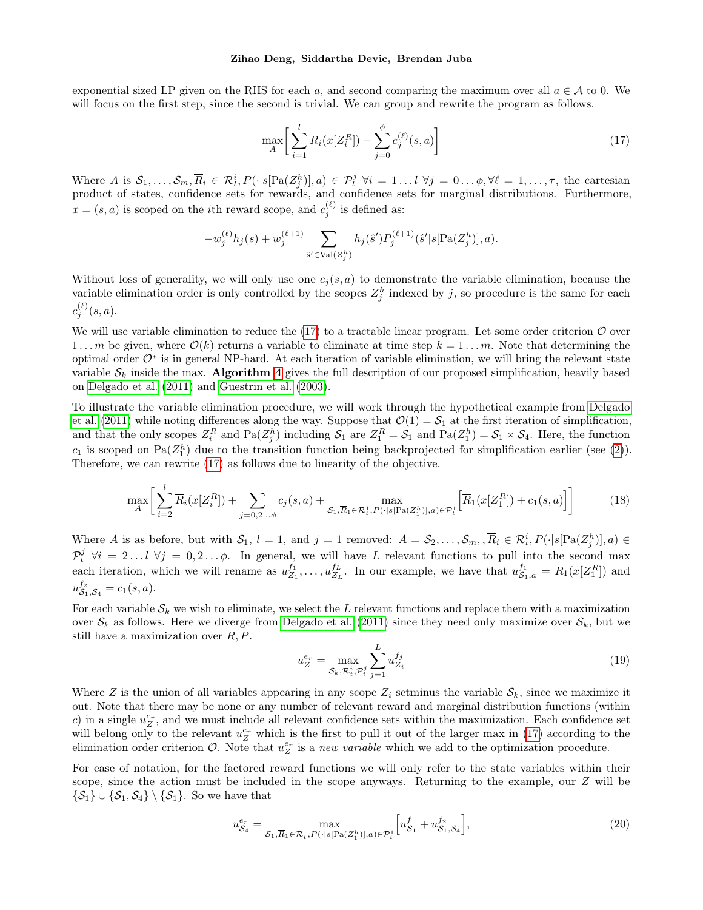exponential sized LP given on the RHS for each $a$, and second comparing the maximum over all $a \in \mathcal{A}$ to 0. We will focus on the first step, since the second is trivial. We can group and rewrite the program as follows.

$$\max_{A}\left[\sum_{i=1}^{l}\overline{R}_i(x[Z_i^R]) + \sum_{j=0}^{\phi} c_j^{(\ell)}(s,a)\right] \tag{17}$$

Where $A$ is $\mathcal{S}_1,\ldots,\mathcal{S}_m, \overline{R}_i \in \mathcal{R}_t^i, P(\cdot|s[\mathrm{Pa}(Z_j^h)],a) \in \mathcal{P}_t^j\ \forall i = 1\ldots l\ \forall j = 0\ldots\phi, \forall \ell = 1,\ldots,\tau$, the cartesian product of states, confidence sets for rewards, and confidence sets for marginal distributions. Furthermore, $x = (s,a)$ is scoped on the $i$th reward scope, and $c_j^{(\ell)}$ is defined as:

$$-w_j^{(\ell)}h_j(s) + w_j^{(\ell+1)}\sum_{\hat{s}'\in \mathrm{Val}(Z_j^h)} h_j(\hat{s}')P_j^{(\ell+1)}(\hat{s}'|s[\mathrm{Pa}(Z_j^h)],a).$$

Without loss of generality, we will only use one $c_j(s,a)$ to demonstrate the variable elimination, because the variable elimination order is only controlled by the scopes $Z_j^h$ indexed by $j$, so procedure is the same for each $c_j^{(\ell)}(s,a)$.

We will use variable elimination to reduce the (17) to a tractable linear program. Let some order criterion $\mathcal{O}$ over $1\ldots m$ be given, where $\mathcal{O}(k)$ returns a variable to eliminate at time step $k = 1\ldots m$. Note that determining the optimal order $\mathcal{O}^*$ is in general NP-hard. At each iteration of variable elimination, we will bring the relevant state variable $\mathcal{S}_k$ inside the max. **Algorithm 4** gives the full description of our proposed simplification, heavily based on Delgado et al. (2011) and Guestrin et al. (2003).

To illustrate the variable elimination procedure, we will work through the hypothetical example from Delgado et al. (2011) while noting differences along the way. Suppose that $\mathcal{O}(1) = \mathcal{S}_1$ at the first iteration of simplification, and that the only scopes $Z_i^R$ and $\mathrm{Pa}(Z_j^h)$ including $\mathcal{S}_1$ are $Z_1^R = \mathcal{S}_1$ and $\mathrm{Pa}(Z_1^h) = \mathcal{S}_1 \times \mathcal{S}_4$. Here, the function $c_1$ is scoped on $\mathrm{Pa}(Z_1^h)$ due to the transition function being backprojected for simplification earlier (see (2)). Therefore, we can rewrite (17) as follows due to linearity of the objective.

$$\max_{A}\left[\sum_{i=2}^{l}\overline{R}_i(x[Z_i^R]) + \sum_{j=0,2\ldots\phi} c_j(s,a) + \max_{\mathcal{S}_1,\overline{R}_1\in\mathcal{R}_t^1,P(\cdot|s[\mathrm{Pa}(Z_1^h)],a)\in\mathcal{P}_t^1}\left[\overline{R}_1(x[Z_1^R]) + c_1(s,a)\right]\right] \tag{18}$$

Where $A$ is as before, but with $\mathcal{S}_1$, $l = 1$, and $j = 1$ removed: $A = \mathcal{S}_2,\ldots,\mathcal{S}_m,, \overline{R}_i \in \mathcal{R}_t^i, P(\cdot|s[\mathrm{Pa}(Z_j^h)],a) \in \mathcal{P}_t^j\ \forall i = 2\ldots l\ \forall j = 0,2\ldots\phi$. In general, we will have $L$ relevant functions to pull into the second max each iteration, which we will rename as $u_{Z_1}^{f_1},\ldots,u_{Z_L}^{f_L}$. In our example, we have that $u_{\mathcal{S}_1,a}^{f_1} = \overline{R}_1(x[Z_1^R])$ and $u_{\mathcal{S}_1,\mathcal{S}_4}^{f_2} = c_1(s,a)$.

For each variable $\mathcal{S}_k$ we wish to eliminate, we select the $L$ relevant functions and replace them with a maximization over $\mathcal{S}_k$ as follows. Here we diverge from Delgado et al. (2011) since they need only maximize over $\mathcal{S}_k$, but we still have a maximization over $R, P$.

$$u_Z^{e_r} = \max_{\mathcal{S}_k,\mathcal{R}_t^i,\mathcal{P}_t^j}\sum_{j=1}^{L} u_{Z_i}^{f_j} \tag{19}$$

Where $Z$ is the union of all variables appearing in any scope $Z_i$ setminus the variable $\mathcal{S}_k$, since we maximize it out. Note that there may be none or any number of relevant reward and marginal distribution functions (within $c$) in a single $u_Z^{e_r}$, and we must include all relevant confidence sets within the maximization. Each confidence set will belong only to the relevant $u_Z^{e_r}$ which is the first to pull it out of the larger max in (17) according to the elimination order criterion $\mathcal{O}$. Note that $u_Z^{e_r}$ is a *new variable* which we add to the optimization procedure.

For ease of notation, for the factored reward functions we will only refer to the state variables within their scope, since the action must be included in the scope anyways. Returning to the example, our $Z$ will be $\{\mathcal{S}_1\} \cup \{\mathcal{S}_1,\mathcal{S}_4\} \setminus \{\mathcal{S}_1\}$. So we have that

$$u_{\mathcal{S}_4}^{e_r} = \max_{\mathcal{S}_1,\overline{R}_1\in\mathcal{R}_t^1,P(\cdot|s[\mathrm{Pa}(Z_1^h)],a)\in\mathcal{P}_t^1}\left[u_{\mathcal{S}_1}^{f_1} + u_{\mathcal{S}_1,\mathcal{S}_4}^{f_2}\right], \tag{20}$$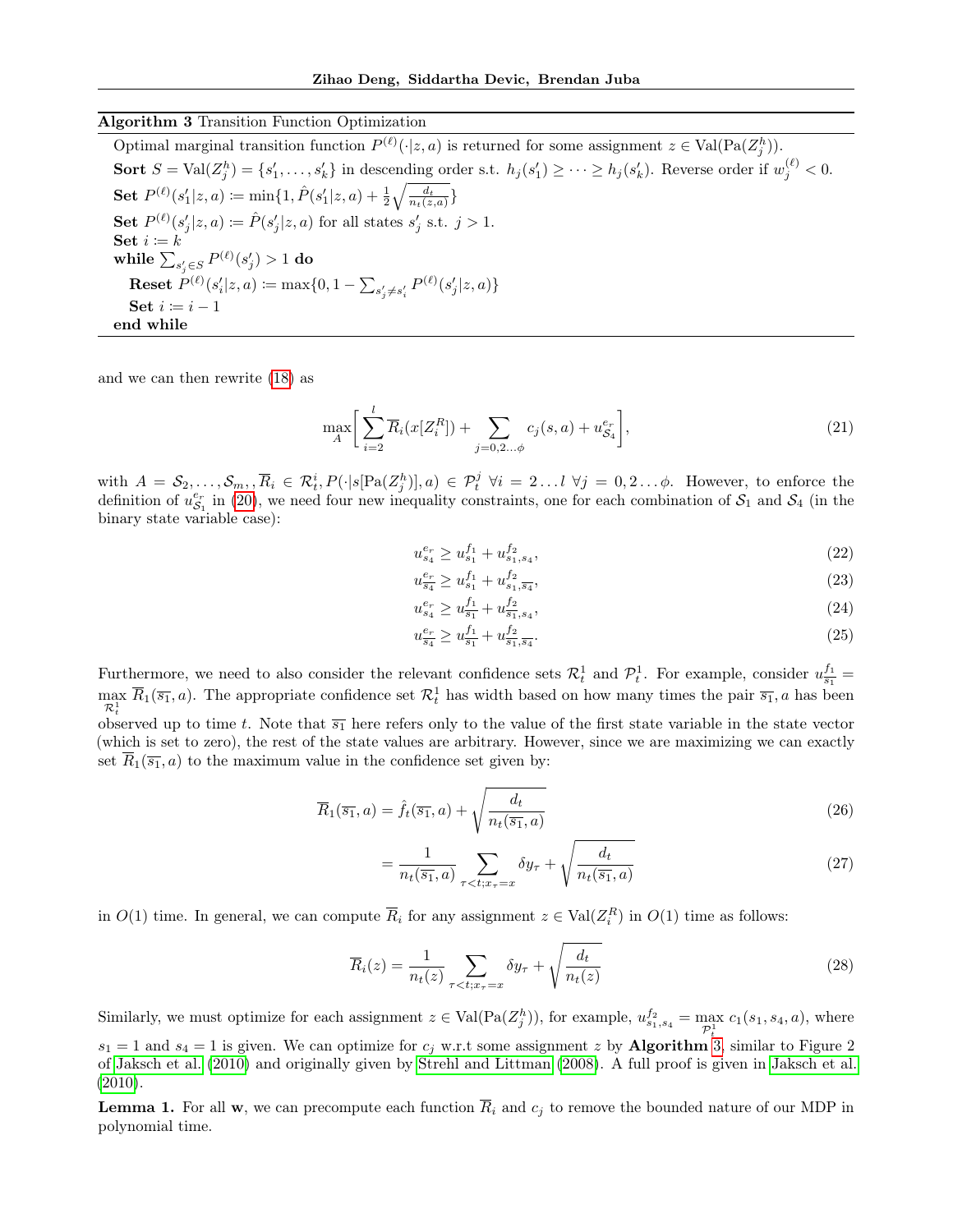**Algorithm 3** Transition Function Optimization

---

Optimal marginal transition function $P^{(\ell)}(\cdot|z,a)$ is returned for some assignment $z \in \text{Val}(\text{Pa}(Z_j^h))$.

**Sort** $S = \text{Val}(Z_j^h) = \{s'_1, \ldots, s'_k\}$ in descending order s.t. $h_j(s'_1) \geq \cdots \geq h_j(s'_k)$. Reverse order if $w_j^{(\ell)} < 0$.

**Set** $P^{(\ell)}(s'_1|z,a) \coloneqq \min\{1, \hat{P}(s'_1|z,a) + \frac{1}{2}\sqrt{\frac{d_t}{n_t(z,a)}}\}$

**Set** $P^{(\ell)}(s'_j|z,a) \coloneqq \hat{P}(s'_j|z,a)$ for all states $s'_j$ s.t. $j > 1$.

**Set** $i \coloneqq k$

**while** $\sum_{s'_j \in S} P^{(\ell)}(s'_j) > 1$ **do**

  **Reset** $P^{(\ell)}(s'_i|z,a) \coloneqq \max\{0, 1 - \sum_{s'_j \neq s'_i} P^{(\ell)}(s'_j|z,a)\}$

  **Set** $i \coloneqq i - 1$

**end while**

---

and we can then rewrite (18) as

$$\max_A \left[ \sum_{i=2}^{l} \overline{R}_i(x[Z_i^R]) + \sum_{j=0,2\ldots\phi} c_j(s,a) + u_{\mathcal{S}_4}^{e_r} \right], \tag{21}$$

with $A = \mathcal{S}_2, \ldots, \mathcal{S}_m, , \overline{R}_i \in \mathcal{R}_t^i, P(\cdot|s[\text{Pa}(Z_j^h)], a) \in \mathcal{P}_t^j \ \forall i = 2 \ldots l \ \forall j = 0, 2 \ldots \phi$. However, to enforce the definition of $u_{\mathcal{S}_1}^{e_r}$ in (20), we need four new inequality constraints, one for each combination of $\mathcal{S}_1$ and $\mathcal{S}_4$ (in the binary state variable case):

$$u_{s_4}^{e_r} \geq u_{s_1}^{f_1} + u_{s_1,s_4}^{f_2}, \tag{22}$$

$$u_{\overline{s_4}}^{e_r} \geq u_{s_1}^{f_1} + u_{s_1,\overline{s_4}}^{f_2}, \tag{23}$$

$$u_{s_4}^{e_r} \geq u_{\overline{s_1}}^{f_1} + u_{\overline{s_1},s_4}^{f_2}, \tag{24}$$

$$u_{\overline{s_4}}^{e_r} \geq u_{\overline{s_1}}^{f_1} + u_{\overline{s_1},\overline{s_4}}^{f_2}. \tag{25}$$

Furthermore, we need to also consider the relevant confidence sets $\mathcal{R}_t^1$ and $\mathcal{P}_t^1$. For example, consider $u_{\overline{s_1}}^{f_1} = \max_{\mathcal{R}_t^1} \overline{R}_1(\overline{s_1}, a)$. The appropriate confidence set $\mathcal{R}_t^1$ has width based on how many times the pair $\overline{s_1}, a$ has been observed up to time $t$. Note that $\overline{s_1}$ here refers only to the value of the first state variable in the state vector (which is set to zero), the rest of the state values are arbitrary. However, since we are maximizing we can exactly set $\overline{R}_1(\overline{s_1}, a)$ to the maximum value in the confidence set given by:

$$\overline{R}_1(\overline{s_1}, a) = \hat{f}_t(\overline{s_1}, a) + \sqrt{\frac{d_t}{n_t(\overline{s_1}, a)}} \tag{26}$$

$$= \frac{1}{n_t(\overline{s_1}, a)} \sum_{\tau < t; x_\tau = x} \delta y_\tau + \sqrt{\frac{d_t}{n_t(\overline{s_1}, a)}} \tag{27}$$

in $O(1)$ time. In general, we can compute $\overline{R}_i$ for any assignment $z \in \text{Val}(Z_i^R)$ in $O(1)$ time as follows:

$$\overline{R}_i(z) = \frac{1}{n_t(z)} \sum_{\tau < t; x_\tau = x} \delta y_\tau + \sqrt{\frac{d_t}{n_t(z)}} \tag{28}$$

Similarly, we must optimize for each assignment $z \in \text{Val}(\text{Pa}(Z_j^h))$, for example, $u_{s_1,s_4}^{f_2} = \max_{\mathcal{P}_t^1} c_1(s_1, s_4, a)$, where $s_1 = 1$ and $s_4 = 1$ is given. We can optimize for $c_j$ w.r.t some assignment $z$ by **Algorithm** 3, similar to Figure 2 of Jaksch et al. (2010) and originally given by Strehl and Littman (2008). A full proof is given in Jaksch et al. (2010).

**Lemma 1.** For all $\mathbf{w}$, we can precompute each function $\overline{R}_i$ and $c_j$ to remove the bounded nature of our MDP in polynomial time.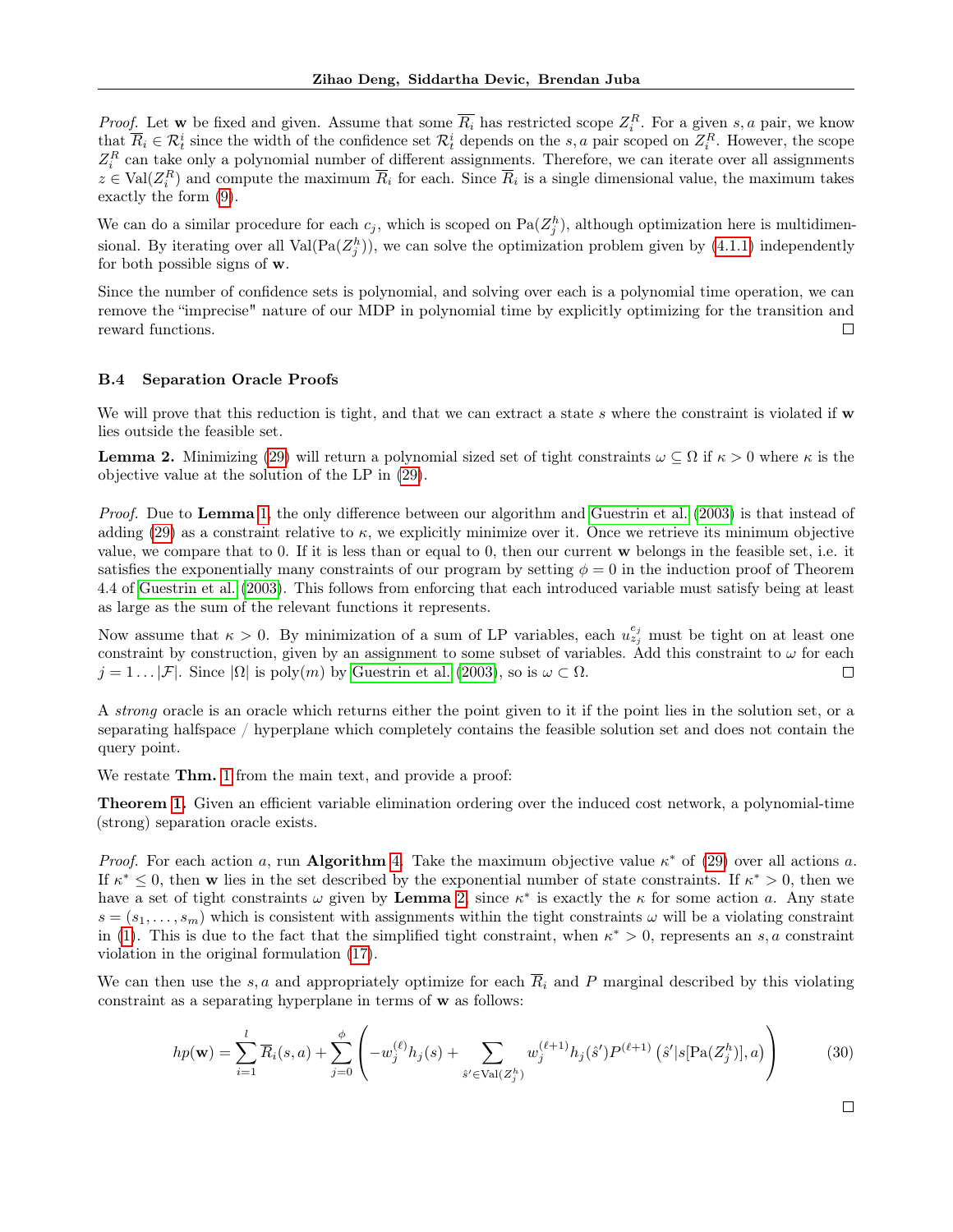*Proof.* Let $\mathbf{w}$ be fixed and given. Assume that some $\overline{R_i}$ has restricted scope $Z_i^R$. For a given $s, a$ pair, we know that $\overline{R}_i \in \mathcal{R}_t^i$ since the width of the confidence set $\mathcal{R}_t^i$ depends on the $s, a$ pair scoped on $Z_i^R$. However, the scope $Z_i^R$ can take only a polynomial number of different assignments. Therefore, we can iterate over all assignments $z \in \mathrm{Val}(Z_i^R)$ and compute the maximum $\overline{R}_i$ for each. Since $\overline{R}_i$ is a single dimensional value, the maximum takes exactly the form (9).

We can do a similar procedure for each $c_j$, which is scoped on $\mathrm{Pa}(Z_j^h)$, although optimization here is multidimensional. By iterating over all $\mathrm{Val}(\mathrm{Pa}(Z_j^h))$, we can solve the optimization problem given by (4.1.1) independently for both possible signs of $\mathbf{w}$.

Since the number of confidence sets is polynomial, and solving over each is a polynomial time operation, we can remove the "imprecise" nature of our MDP in polynomial time by explicitly optimizing for the transition and reward functions. □

### B.4 Separation Oracle Proofs

We will prove that this reduction is tight, and that we can extract a state $s$ where the constraint is violated if $\mathbf{w}$ lies outside the feasible set.

**Lemma 2.** Minimizing (29) will return a polynomial sized set of tight constraints $\omega \subseteq \Omega$ if $\kappa > 0$ where $\kappa$ is the objective value at the solution of the LP in (29).

*Proof.* Due to **Lemma** 1, the only difference between our algorithm and Guestrin et al. (2003) is that instead of adding (29) as a constraint relative to $\kappa$, we explicitly minimize over it. Once we retrieve its minimum objective value, we compare that to 0. If it is less than or equal to 0, then our current $\mathbf{w}$ belongs in the feasible set, i.e. it satisfies the exponentially many constraints of our program by setting $\phi = 0$ in the induction proof of Theorem 4.4 of Guestrin et al. (2003). This follows from enforcing that each introduced variable must satisfy being at least as large as the sum of the relevant functions it represents.

Now assume that $\kappa > 0$. By minimization of a sum of LP variables, each $u_{z_j}^{e_j}$ must be tight on at least one constraint by construction, given by an assignment to some subset of variables. Add this constraint to $\omega$ for each $j = 1 \dots |\mathcal{F}|$. Since $|\Omega|$ is poly($m$) by Guestrin et al. (2003), so is $\omega \subset \Omega$. □

A *strong* oracle is an oracle which returns either the point given to it if the point lies in the solution set, or a separating halfspace / hyperplane which completely contains the feasible solution set and does not contain the query point.

We restate **Thm.** 1 from the main text, and provide a proof:

**Theorem 1.** Given an efficient variable elimination ordering over the induced cost network, a polynomial-time (strong) separation oracle exists.

*Proof.* For each action $a$, run **Algorithm** 4. Take the maximum objective value $\kappa^*$ of (29) over all actions $a$. If $\kappa^* \leq 0$, then $\mathbf{w}$ lies in the set described by the exponential number of state constraints. If $\kappa^* > 0$, then we have a set of tight constraints $\omega$ given by **Lemma** 2, since $\kappa^*$ is exactly the $\kappa$ for some action $a$. Any state $s = (s_1, \dots, s_m)$ which is consistent with assignments within the tight constraints $\omega$ will be a violating constraint in (1). This is due to the fact that the simplified tight constraint, when $\kappa^* > 0$, represents an $s, a$ constraint violation in the original formulation (17).

We can then use the $s, a$ and appropriately optimize for each $\overline{R}_i$ and $P$ marginal described by this violating constraint as a separating hyperplane in terms of $\mathbf{w}$ as follows:

$$hp(\mathbf{w}) = \sum_{i=1}^{l} \overline{R}_i(s,a) + \sum_{j=0}^{\phi} \left( -w_j^{(\ell)} h_j(s) + \sum_{\hat{s}' \in \mathrm{Val}(Z_j^h)} w_j^{(\ell+1)} h_j(\hat{s}') P^{(\ell+1)} \left(\hat{s}' | s[\mathrm{Pa}(Z_j^h)], a\right) \right) \tag{30}$$

□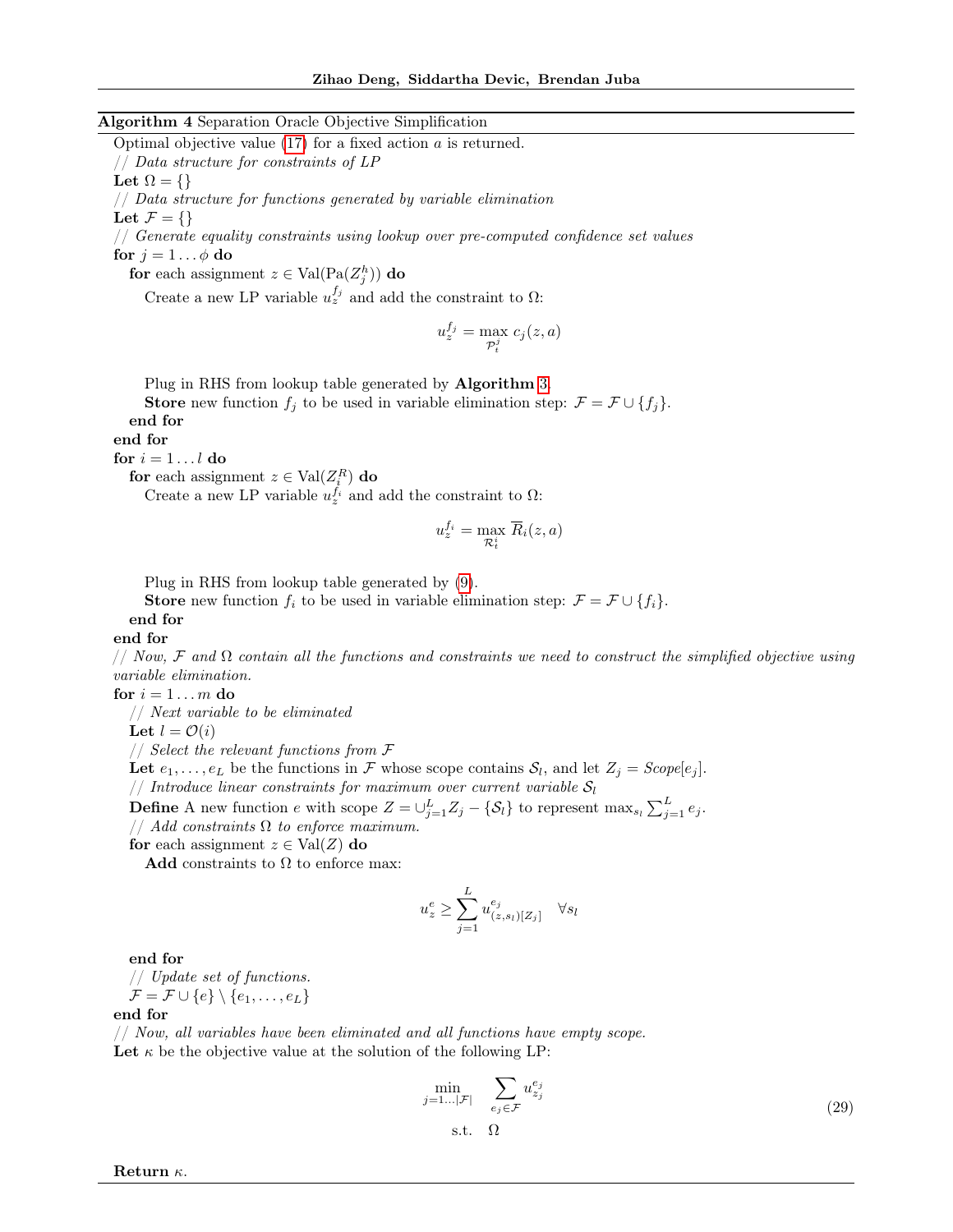**Algorithm 4** Separation Oracle Objective Simplification

Optimal objective value (17) for a fixed action $a$ is returned.
// *Data structure for constraints of LP*
**Let** $\Omega = \{\}$
// *Data structure for functions generated by variable elimination*
**Let** $\mathcal{F} = \{\}$
// *Generate equality constraints using lookup over pre-computed confidence set values*
**for** $j = 1 \ldots \phi$ **do**
  **for** each assignment $z \in \text{Val}(\text{Pa}(Z^h_j))$ **do**
    Create a new LP variable $u^{f_j}_z$ and add the constraint to $\Omega$:

$$u^{f_j}_z = \max_{\mathcal{P}^j_t} c_j(z, a)$$

    Plug in RHS from lookup table generated by **Algorithm** 3.
    **Store** new function $f_j$ to be used in variable elimination step: $\mathcal{F} = \mathcal{F} \cup \{f_j\}$.
  **end for**
**end for**
**for** $i = 1 \ldots l$ **do**
  **for** each assignment $z \in \text{Val}(Z^R_i)$ **do**
    Create a new LP variable $u^{f_i}_z$ and add the constraint to $\Omega$:

$$u^{f_i}_z = \max_{\mathcal{R}^i_t} \overline{R}_i(z, a)$$

    Plug in RHS from lookup table generated by (9).
    **Store** new function $f_i$ to be used in variable elimination step: $\mathcal{F} = \mathcal{F} \cup \{f_i\}$.
  **end for**
**end for**
// *Now, $\mathcal{F}$ and $\Omega$ contain all the functions and constraints we need to construct the simplified objective using variable elimination.*
**for** $i = 1 \ldots m$ **do**
  // *Next variable to be eliminated*
  **Let** $l = \mathcal{O}(i)$
  // *Select the relevant functions from $\mathcal{F}$*
  **Let** $e_1, \ldots, e_L$ be the functions in $\mathcal{F}$ whose scope contains $\mathcal{S}_l$, and let $Z_j = Scope[e_j]$.
  // *Introduce linear constraints for maximum over current variable $\mathcal{S}_l$*
  **Define** A new function $e$ with scope $Z = \cup^L_{j=1} Z_j - \{\mathcal{S}_l\}$ to represent $\max_{s_l} \sum^L_{j=1} e_j$.
  // *Add constraints $\Omega$ to enforce maximum.*
  **for** each assignment $z \in \text{Val}(Z)$ **do**
    **Add** constraints to $\Omega$ to enforce max:

$$u^e_z \geq \sum_{j=1}^{L} u^{e_j}_{(z,s_l)[Z_j]} \quad \forall s_l$$

  **end for**
  // *Update set of functions.*
  $\mathcal{F} = \mathcal{F} \cup \{e\} \setminus \{e_1, \ldots, e_L\}$
**end for**
// *Now, all variables have been eliminated and all functions have empty scope.*
**Let** $\kappa$ be the objective value at the solution of the following LP:

$$\min_{j=1\ldots|\mathcal{F}|} \sum_{e_j \in \mathcal{F}} u^{e_j}_{z_j} \quad \text{s.t.} \quad \Omega \tag{29}$$

**Return** $\kappa$.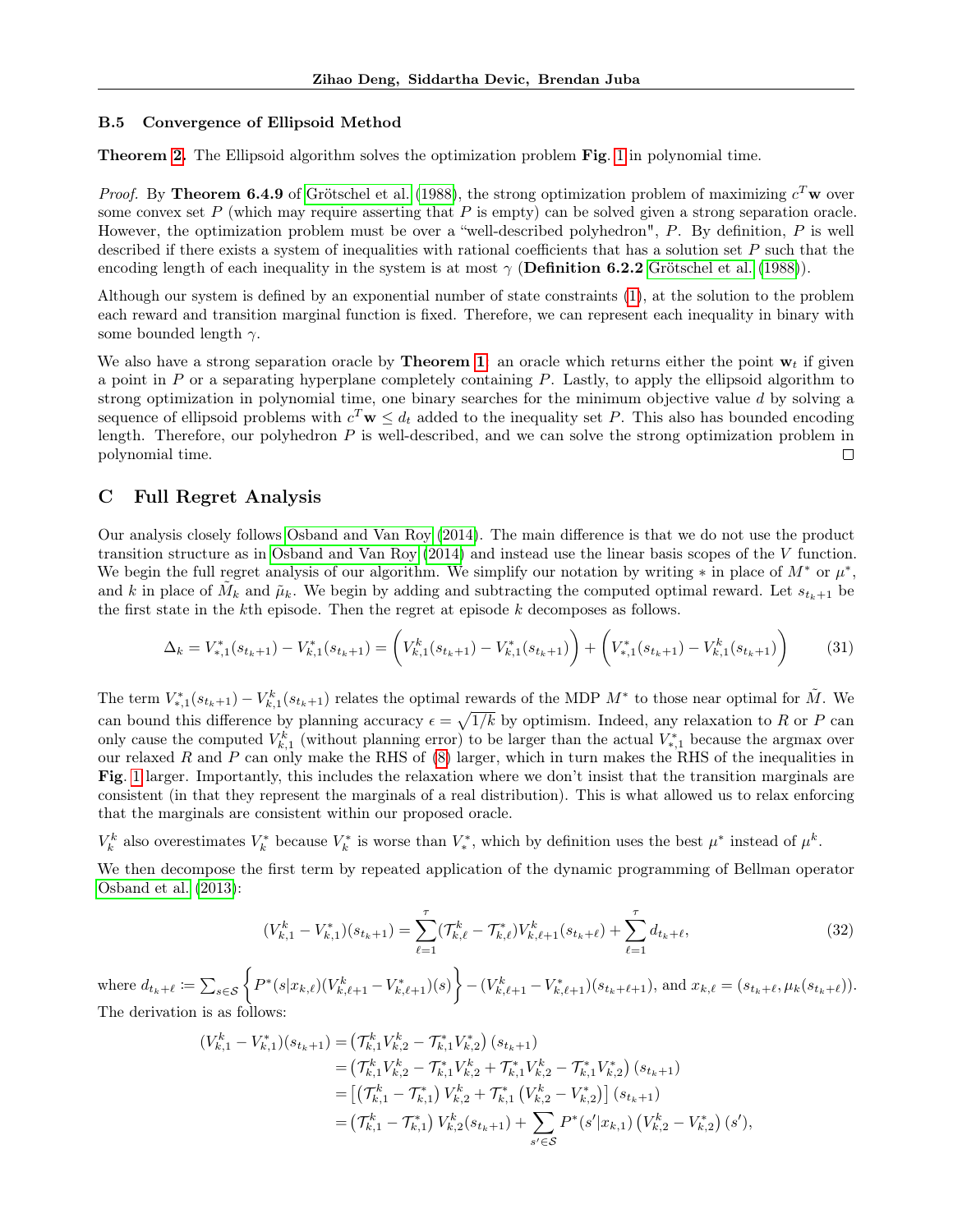### B.5 Convergence of Ellipsoid Method

**Theorem 2.** The Ellipsoid algorithm solves the optimization problem **Fig.** 1 in polynomial time.

*Proof.* By **Theorem 6.4.9** of Grötschel et al. (1988), the strong optimization problem of maximizing $c^T\mathbf{w}$ over some convex set $P$ (which may require asserting that $P$ is empty) can be solved given a strong separation oracle. However, the optimization problem must be over a "well-described polyhedron", $P$. By definition, $P$ is well described if there exists a system of inequalities with rational coefficients that has a solution set $P$ such that the encoding length of each inequality in the system is at most $\gamma$ (**Definition 6.2.2** Grötschel et al. (1988)).

Although our system is defined by an exponential number of state constraints (1), at the solution to the problem each reward and transition marginal function is fixed. Therefore, we can represent each inequality in binary with some bounded length $\gamma$.

We also have a strong separation oracle by **Theorem 1**, an oracle which returns either the point $\mathbf{w}_t$ if given a point in $P$ or a separating hyperplane completely containing $P$. Lastly, to apply the ellipsoid algorithm to strong optimization in polynomial time, one binary searches for the minimum objective value $d$ by solving a sequence of ellipsoid problems with $c^T\mathbf{w} \le d_t$ added to the inequality set $P$. This also has bounded encoding length. Therefore, our polyhedron $P$ is well-described, and we can solve the strong optimization problem in polynomial time. $\square$

## C Full Regret Analysis

Our analysis closely follows Osband and Van Roy (2014). The main difference is that we do not use the product transition structure as in Osband and Van Roy (2014) and instead use the linear basis scopes of the $V$ function. We begin the full regret analysis of our algorithm. We simplify our notation by writing $*$ in place of $M^*$ or $\mu^*$, and $k$ in place of $\tilde{M}_k$ and $\tilde{\mu}_k$. We begin by adding and subtracting the computed optimal reward. Let $s_{t_k+1}$ be the first state in the $k$th episode. Then the regret at episode $k$ decomposes as follows.

$$\Delta_k = V^*_{*,1}(s_{t_k+1}) - V^*_{k,1}(s_{t_k+1}) = \left(V^k_{k,1}(s_{t_k+1}) - V^*_{k,1}(s_{t_k+1})\right) + \left(V^*_{*,1}(s_{t_k+1}) - V^k_{k,1}(s_{t_k+1})\right) \tag{31}$$

The term $V^*_{*,1}(s_{t_k+1}) - V^k_{k,1}(s_{t_k+1})$ relates the optimal rewards of the MDP $M^*$ to those near optimal for $\tilde{M}$. We can bound this difference by planning accuracy $\epsilon = \sqrt{1/k}$ by optimism. Indeed, any relaxation to $R$ or $P$ can only cause the computed $V^k_{k,1}$ (without planning error) to be larger than the actual $V^*_{*,1}$ because the argmax over our relaxed $R$ and $P$ can only make the RHS of (8) larger, which in turn makes the RHS of the inequalities in **Fig.** 1 larger. Importantly, this includes the relaxation where we don't insist that the transition marginals are consistent (in that they represent the marginals of a real distribution). This is what allowed us to relax enforcing that the marginals are consistent within our proposed oracle.

$V^k_k$ also overestimates $V^*_k$ because $V^*_k$ is worse than $V^*_*$, which by definition uses the best $\mu^*$ instead of $\mu^k$.

We then decompose the first term by repeated application of the dynamic programming of Bellman operator Osband et al. (2013):

$$(V^k_{k,1} - V^*_{k,1})(s_{t_k+1}) = \sum_{\ell=1}^{\tau} (\mathcal{T}^k_{k,\ell} - \mathcal{T}^*_{k,\ell})V^k_{k,\ell+1}(s_{t_k+\ell}) + \sum_{\ell=1}^{\tau} d_{t_k+\ell}, \tag{32}$$

where $d_{t_k+\ell} := \sum_{s\in\mathcal{S}} \left\{ P^*(s|x_{k,\ell})(V^k_{k,\ell+1} - V^*_{k,\ell+1})(s) \right\} - (V^k_{k,\ell+1} - V^*_{k,\ell+1})(s_{t_k+\ell+1})$, and $x_{k,\ell} = (s_{t_k+\ell}, \mu_k(s_{t_k+\ell}))$. The derivation is as follows:

$$\begin{aligned}
(V^k_{k,1} - V^*_{k,1})(s_{t_k+1}) &= \left(\mathcal{T}^k_{k,1}V^k_{k,2} - \mathcal{T}^*_{k,1}V^*_{k,2}\right)(s_{t_k+1}) \\
&= \left(\mathcal{T}^k_{k,1}V^k_{k,2} - \mathcal{T}^*_{k,1}V^k_{k,2} + \mathcal{T}^*_{k,1}V^k_{k,2} - \mathcal{T}^*_{k,1}V^*_{k,2}\right)(s_{t_k+1}) \\
&= \left[\left(\mathcal{T}^k_{k,1} - \mathcal{T}^*_{k,1}\right)V^k_{k,2} + \mathcal{T}^*_{k,1}\left(V^k_{k,2} - V^*_{k,2}\right)\right](s_{t_k+1}) \\
&= \left(\mathcal{T}^k_{k,1} - \mathcal{T}^*_{k,1}\right)V^k_{k,2}(s_{t_k+1}) + \sum_{s'\in\mathcal{S}} P^*(s'|x_{k,1})\left(V^k_{k,2} - V^*_{k,2}\right)(s'),
\end{aligned}$$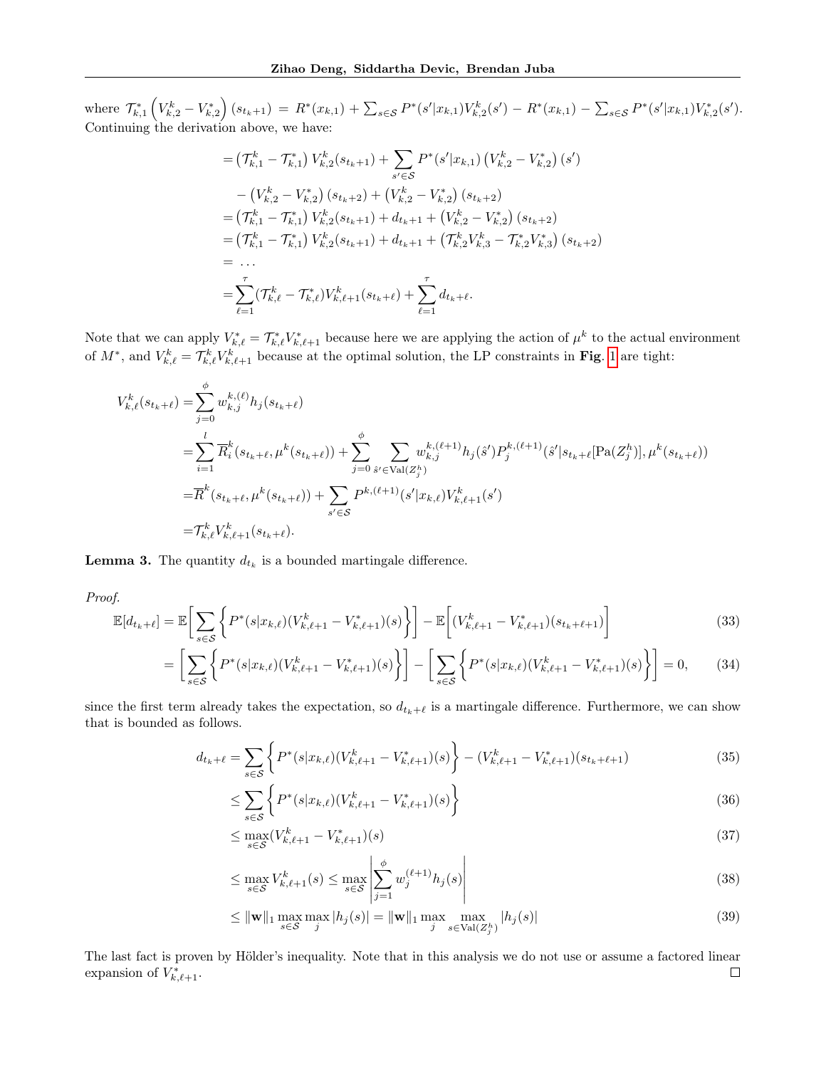where $\mathcal{T}^*_{k,1}\left(V^k_{k,2} - V^*_{k,2}\right)(s_{t_k+1}) = R^*(x_{k,1}) + \sum_{s\in\mathcal{S}} P^*(s'|x_{k,1})V^k_{k,2}(s') - R^*(x_{k,1}) - \sum_{s\in\mathcal{S}} P^*(s'|x_{k,1})V^*_{k,2}(s')$. Continuing the derivation above, we have:

$$
\begin{aligned}
&= \left(\mathcal{T}^k_{k,1} - \mathcal{T}^*_{k,1}\right)V^k_{k,2}(s_{t_k+1}) + \sum_{s'\in\mathcal{S}} P^*(s'|x_{k,1})\left(V^k_{k,2} - V^*_{k,2}\right)(s') \\
&\quad - \left(V^k_{k,2} - V^*_{k,2}\right)(s_{t_k+2}) + \left(V^k_{k,2} - V^*_{k,2}\right)(s_{t_k+2}) \\
&= \left(\mathcal{T}^k_{k,1} - \mathcal{T}^*_{k,1}\right)V^k_{k,2}(s_{t_k+1}) + d_{t_k+1} + \left(V^k_{k,2} - V^*_{k,2}\right)(s_{t_k+2}) \\
&= \left(\mathcal{T}^k_{k,1} - \mathcal{T}^*_{k,1}\right)V^k_{k,2}(s_{t_k+1}) + d_{t_k+1} + \left(\mathcal{T}^k_{k,2}V^k_{k,3} - \mathcal{T}^*_{k,2}V^*_{k,3}\right)(s_{t_k+2}) \\
&= \dots \\
&= \sum_{\ell=1}^{\tau}(\mathcal{T}^k_{k,\ell} - \mathcal{T}^*_{k,\ell})V^k_{k,\ell+1}(s_{t_k+\ell}) + \sum_{\ell=1}^{\tau} d_{t_k+\ell}.
\end{aligned}
$$

Note that we can apply $V^*_{k,\ell} = \mathcal{T}^*_{k,\ell}V^*_{k,\ell+1}$ because here we are applying the action of $\mu^k$ to the actual environment of $M^*$, and $V^k_{k,\ell} = \mathcal{T}^k_{k,\ell}V^k_{k,\ell+1}$ because at the optimal solution, the LP constraints in **Fig.** 1 are tight:

$$
\begin{aligned}
V^k_{k,\ell}(s_{t_k+\ell}) &= \sum_{j=0}^{\phi} w^{k,(\ell)}_{k,j} h_j(s_{t_k+\ell}) \\
&= \sum_{i=1}^{l} \overline{R}^k_i(s_{t_k+\ell}, \mu^k(s_{t_k+\ell})) + \sum_{j=0}^{\phi} \sum_{\hat{s}'\in \mathrm{Val}(Z^h_j)} w^{k,(\ell+1)}_{k,j} h_j(\hat{s}') P^{k,(\ell+1)}_j(\hat{s}'|s_{t_k+\ell}[\mathrm{Pa}(Z^h_j)], \mu^k(s_{t_k+\ell})) \\
&= \overline{R}^k(s_{t_k+\ell}, \mu^k(s_{t_k+\ell})) + \sum_{s'\in\mathcal{S}} P^{k,(\ell+1)}(s'|x_{k,\ell})V^k_{k,\ell+1}(s') \\
&= \mathcal{T}^k_{k,\ell}V^k_{k,\ell+1}(s_{t_k+\ell}).
\end{aligned}
$$

**Lemma 3.** The quantity $d_{t_k}$ is a bounded martingale difference.

*Proof.*

$$
\begin{aligned}
\mathbb{E}[d_{t_k+\ell}] &= \mathbb{E}\bigg[\sum_{s\in\mathcal{S}}\Big\{P^*(s|x_{k,\ell})(V^k_{k,\ell+1} - V^*_{k,\ell+1})(s)\Big\}\bigg] - \mathbb{E}\Big[(V^k_{k,\ell+1} - V^*_{k,\ell+1})(s_{t_k+\ell+1})\Big] && (33)\\
&= \bigg[\sum_{s\in\mathcal{S}}\Big\{P^*(s|x_{k,\ell})(V^k_{k,\ell+1} - V^*_{k,\ell+1})(s)\Big\}\bigg] - \bigg[\sum_{s\in\mathcal{S}}\Big\{P^*(s|x_{k,\ell})(V^k_{k,\ell+1} - V^*_{k,\ell+1})(s)\Big\}\bigg] = 0, && (34)
\end{aligned}
$$

since the first term already takes the expectation, so $d_{t_k+\ell}$ is a martingale difference. Furthermore, we can show that is bounded as follows.

$$
\begin{aligned}
d_{t_k+\ell} &= \sum_{s\in\mathcal{S}}\Big\{P^*(s|x_{k,\ell})(V^k_{k,\ell+1} - V^*_{k,\ell+1})(s)\Big\} - (V^k_{k,\ell+1} - V^*_{k,\ell+1})(s_{t_k+\ell+1}) && (35)\\
&\leq \sum_{s\in\mathcal{S}}\Big\{P^*(s|x_{k,\ell})(V^k_{k,\ell+1} - V^*_{k,\ell+1})(s)\Big\} && (36)\\
&\leq \max_{s\in\mathcal{S}}(V^k_{k,\ell+1} - V^*_{k,\ell+1})(s) && (37)\\
&\leq \max_{s\in\mathcal{S}} V^k_{k,\ell+1}(s) \leq \max_{s\in\mathcal{S}}\left|\sum_{j=1}^{\phi} w^{(\ell+1)}_j h_j(s)\right| && (38)\\
&\leq \|\mathbf{w}\|_1 \max_{s\in\mathcal{S}}\max_j |h_j(s)| = \|\mathbf{w}\|_1 \max_j \max_{s\in\mathrm{Val}(Z^h_j)} |h_j(s)| && (39)
\end{aligned}
$$

The last fact is proven by Hölder's inequality. Note that in this analysis we do not use or assume a factored linear expansion of $V^*_{k,\ell+1}$. $\square$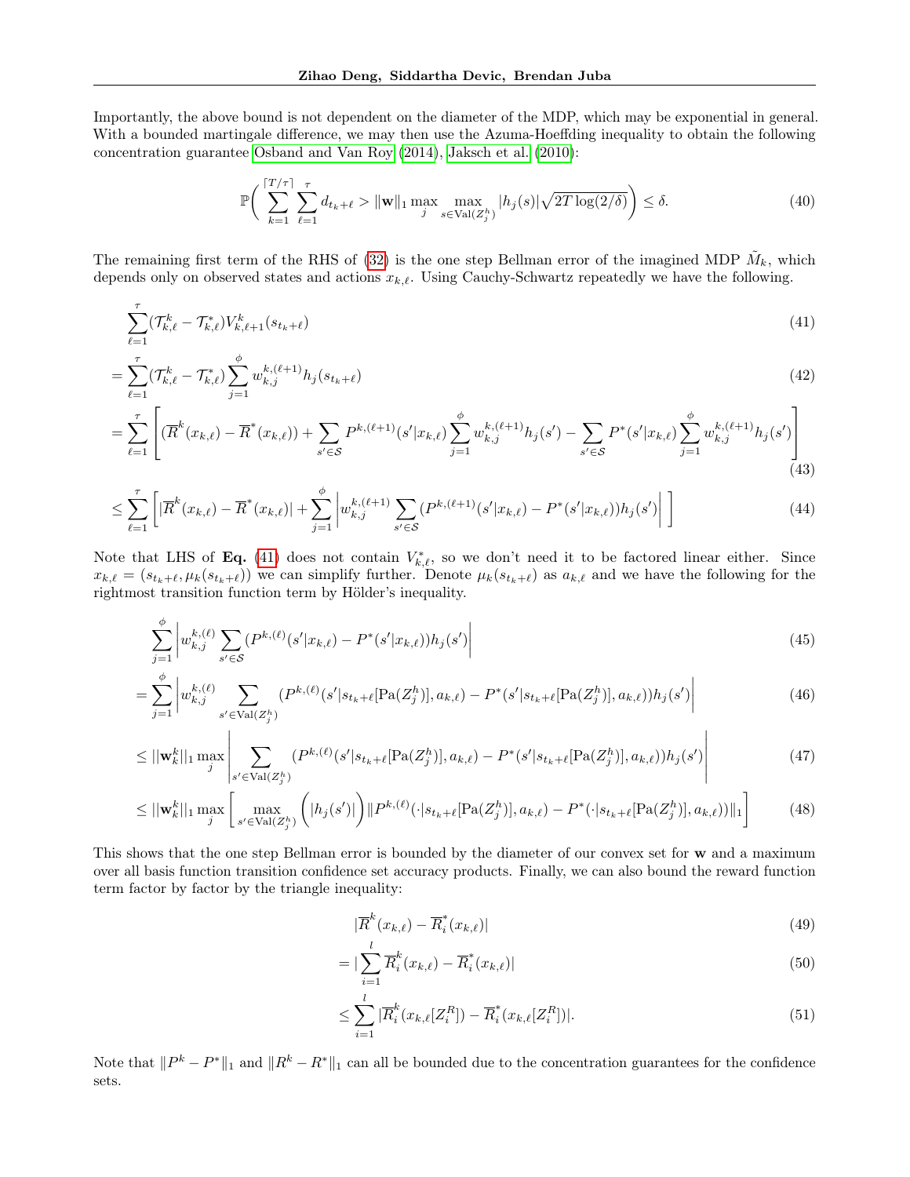Importantly, the above bound is not dependent on the diameter of the MDP, which may be exponential in general. With a bounded martingale difference, we may then use the Azuma-Hoeffding inequality to obtain the following concentration guarantee Osband and Van Roy (2014), Jaksch et al. (2010):

$$
\mathbb{P}\bigg( \sum_{k=1}^{\lceil T/\tau \rceil} \sum_{\ell=1}^{\tau} d_{t_k+\ell} > \|\mathbf{w}\|_1 \max_j \max_{s \in \mathrm{Val}(Z_j^h)} |h_j(s)| \sqrt{2T \log(2/\delta)} \bigg) \leq \delta. \tag{40}
$$

The remaining first term of the RHS of (32) is the one step Bellman error of the imagined MDP $\tilde{M}_k$, which depends only on observed states and actions $x_{k,\ell}$. Using Cauchy-Schwartz repeatedly we have the following.

$$
\sum_{\ell=1}^{\tau} (\mathcal{T}_{k,\ell}^k - \mathcal{T}_{k,\ell}^*) V_{k,\ell+1}^k(s_{t_k+\ell}) \tag{41}
$$

$$
= \sum_{\ell=1}^{\tau} (\mathcal{T}_{k,\ell}^k - \mathcal{T}_{k,\ell}^*) \sum_{j=1}^{\phi} w_{k,j}^{k,(\ell+1)} h_j(s_{t_k+\ell}) \tag{42}
$$

$$
= \sum_{\ell=1}^{\tau} \Bigg[ (\overline{R}^k(x_{k,\ell}) - \overline{R}^*(x_{k,\ell})) + \sum_{s' \in \mathcal{S}} P^{k,(\ell+1)}(s'|x_{k,\ell}) \sum_{j=1}^{\phi} w_{k,j}^{k,(\ell+1)} h_j(s') - \sum_{s' \in \mathcal{S}} P^*(s'|x_{k,\ell}) \sum_{j=1}^{\phi} w_{k,j}^{k,(\ell+1)} h_j(s') \Bigg] \tag{43}
$$

$$
\leq \sum_{\ell=1}^{\tau} \Bigg[ |\overline{R}^k(x_{k,\ell}) - \overline{R}^*(x_{k,\ell})| + \sum_{j=1}^{\phi} \bigg| w_{k,j}^{k,(\ell+1)} \sum_{s' \in \mathcal{S}} (P^{k,(\ell+1)}(s'|x_{k,\ell}) - P^*(s'|x_{k,\ell})) h_j(s') \bigg| \Bigg] \tag{44}
$$

Note that LHS of **Eq.** (41) does not contain $V_{k,\ell}^*$, so we don't need it to be factored linear either. Since $x_{k,\ell} = (s_{t_k+\ell}, \mu_k(s_{t_k+\ell}))$ we can simplify further. Denote $\mu_k(s_{t_k+\ell})$ as $a_{k,\ell}$ and we have the following for the rightmost transition function term by Hölder's inequality.

$$
\sum_{j=1}^{\phi} \bigg| w_{k,j}^{k,(\ell)} \sum_{s' \in \mathcal{S}} (P^{k,(\ell)}(s'|x_{k,\ell}) - P^*(s'|x_{k,\ell})) h_j(s') \bigg| \tag{45}
$$

$$
= \sum_{j=1}^{\phi} \bigg| w_{k,j}^{k,(\ell)} \sum_{s' \in \mathrm{Val}(Z_j^h)} (P^{k,(\ell)}(s'|s_{t_k+\ell}[\mathrm{Pa}(Z_j^h)], a_{k,\ell}) - P^*(s'|s_{t_k+\ell}[\mathrm{Pa}(Z_j^h)], a_{k,\ell})) h_j(s') \bigg| \tag{46}
$$

$$
\leq ||\mathbf{w}_k^k||_1 \max_j \bigg| \sum_{s' \in \mathrm{Val}(Z_j^h)} (P^{k,(\ell)}(s'|s_{t_k+\ell}[\mathrm{Pa}(Z_j^h)], a_{k,\ell}) - P^*(s'|s_{t_k+\ell}[\mathrm{Pa}(Z_j^h)], a_{k,\ell})) h_j(s') \bigg| \tag{47}
$$

$$
\leq ||\mathbf{w}_k^k||_1 \max_j \bigg[ \max_{s' \in \mathrm{Val}(Z_j^h)} \Big( |h_j(s')| \Big) \|P^{k,(\ell)}(\cdot|s_{t_k+\ell}[\mathrm{Pa}(Z_j^h)], a_{k,\ell}) - P^*(\cdot|s_{t_k+\ell}[\mathrm{Pa}(Z_j^h)], a_{k,\ell})\|_1 \bigg] \tag{48}
$$

This shows that the one step Bellman error is bounded by the diameter of our convex set for $\mathbf{w}$ and a maximum over all basis function transition confidence set accuracy products. Finally, we can also bound the reward function term factor by factor by the triangle inequality:

$$
|\overline{R}^k(x_{k,\ell}) - \overline{R}_i^*(x_{k,\ell})| \tag{49}
$$

$$
= |\sum_{i=1}^{l} \overline{R}_i^k(x_{k,\ell}) - \overline{R}_i^*(x_{k,\ell})| \tag{50}
$$

$$
\leq \sum_{i=1}^{l} |\overline{R}_i^k(x_{k,\ell}[Z_i^R]) - \overline{R}_i^*(x_{k,\ell}[Z_i^R])|. \tag{51}
$$

Note that $\|P^k - P^*\|_1$ and $\|R^k - R^*\|_1$ can all be bounded due to the concentration guarantees for the confidence sets.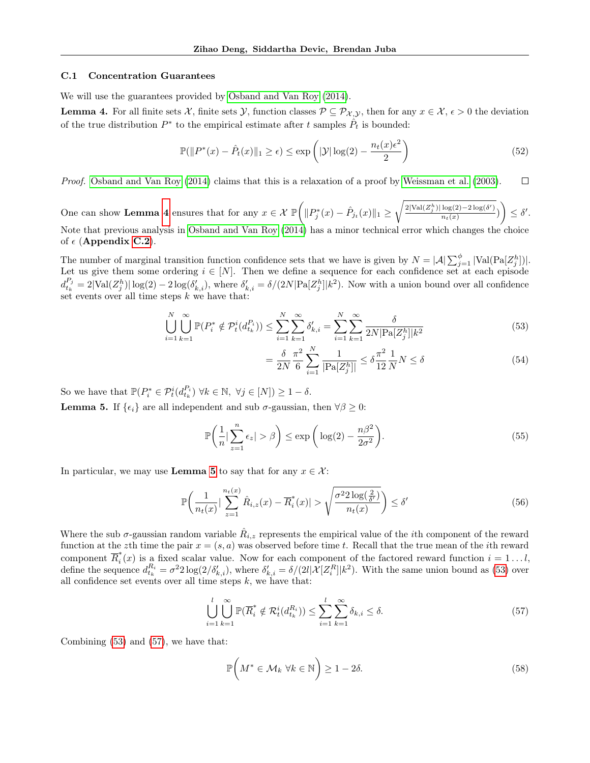### C.1 Concentration Guarantees

We will use the guarantees provided by Osband and Van Roy (2014).

**Lemma 4.** For all finite sets $\mathcal{X}$, finite sets $\mathcal{Y}$, function classes $\mathcal{P} \subseteq \mathcal{P}_{\mathcal{X},\mathcal{Y}}$, then for any $x \in \mathcal{X}$, $\epsilon > 0$ the deviation of the true distribution $P^*$ to the empirical estimate after $t$ samples $\hat{P}_t$ is bounded:

$$\mathbb{P}(\|P^*(x) - \hat{P}_t(x)\|_1 \geq \epsilon) \leq \exp\left(|\mathcal{Y}|\log(2) - \frac{n_t(x)\epsilon^2}{2}\right) \tag{52}$$

*Proof.* Osband and Van Roy (2014) claims that this is a relaxation of a proof by Weissman et al. (2003). $\square$

One can show **Lemma 4** ensures that for any $x \in \mathcal{X}$ $\mathbb{P}\left(\|P_j^*(x) - \hat{P}_{j_t}(x)\|_1 \geq \sqrt{\frac{2|\text{Val}(Z_j^h)|\log(2) - 2\log(\delta')}{n_t(x)}}\right) \leq \delta'$. Note that previous analysis in Osband and Van Roy (2014) has a minor technical error which changes the choice of $\epsilon$ (**Appendix C.2**).

The number of marginal transition function confidence sets that we have is given by $N = |\mathcal{A}|\sum_{j=1}^{\phi}|\text{Val}(\text{Pa}[Z_j^h])|$. Let us give them some ordering $i \in [N]$. Then we define a sequence for each confidence set at each episode $d_{t_k}^{P_j} = 2|\text{Val}(Z_j^h)|\log(2) - 2\log(\delta'_{k,i})$, where $\delta'_{k,i} = \delta/(2N|\text{Pa}[Z_j^h]|k^2)$. Now with a union bound over all confidence set events over all time steps $k$ we have that:

$$\bigcup_{i=1}^{N}\bigcup_{k=1}^{\infty}\mathbb{P}(P_i^* \notin \mathcal{P}_t^i(d_{t_k}^{P_i})) \leq \sum_{i=1}^{N}\sum_{k=1}^{\infty}\delta'_{k,i} = \sum_{i=1}^{N}\sum_{k=1}^{\infty}\frac{\delta}{2N|\text{Pa}[Z_j^h]|k^2} \tag{53}$$

$$= \frac{\delta}{2N}\frac{\pi^2}{6}\sum_{i=1}^{N}\frac{1}{|\text{Pa}[Z_j^h]|} \leq \delta\frac{\pi^2}{12}\frac{1}{N}N \leq \delta \tag{54}$$

So we have that $\mathbb{P}(P_i^* \in \mathcal{P}_t^i(d_{t_k}^{P_i})\ \forall k \in \mathbb{N},\ \forall j \in [N]) \geq 1 - \delta$.

**Lemma 5.** If $\{\epsilon_i\}$ are all independent and sub $\sigma$-gaussian, then $\forall \beta \geq 0$:

$$\mathbb{P}\left(\frac{1}{n}|\sum_{z=1}^{n}\epsilon_z| > \beta\right) \leq \exp\left(\log(2) - \frac{n\beta^2}{2\sigma^2}\right). \tag{55}$$

In particular, we may use **Lemma 5** to say that for any $x \in \mathcal{X}$:

$$\mathbb{P}\left(\frac{1}{n_t(x)}|\sum_{z=1}^{n_t(x)}\hat{R}_{i,z}(x) - \overline{R}_i^*(x)| > \sqrt{\frac{\sigma^2 2\log(\frac{2}{\delta'})}{n_t(x)}}\right) \leq \delta' \tag{56}$$

Where the sub $\sigma$-gaussian random variable $\hat{R}_{i,z}$ represents the empirical value of the $i$th component of the reward function at the $z$th time the pair $x = (s,a)$ was observed before time $t$. Recall that the true mean of the $i$th reward component $\overline{R}_i^*(x)$ is a fixed scalar value. Now for each component of the factored reward function $i = 1 \ldots l$, define the sequence $d_{t_k}^{R_i} = \sigma^2 2\log(2/\delta'_{k,i})$, where $\delta'_{k,i} = \delta/(2l|\mathcal{X}[Z_i^R]|k^2)$. With the same union bound as (53) over all confidence set events over all time steps $k$, we have that:

$$\bigcup_{i=1}^{l}\bigcup_{k=1}^{\infty}\mathbb{P}(\overline{R}_i^* \notin \mathcal{R}_t^i(d_{t_k}^{R_i})) \leq \sum_{i=1}^{l}\sum_{k=1}^{\infty}\delta_{k,i} \leq \delta. \tag{57}$$

Combining (53) and (57), we have that:

$$\mathbb{P}\left(M^* \in \mathcal{M}_k\ \forall k \in \mathbb{N}\right) \geq 1 - 2\delta. \tag{58}$$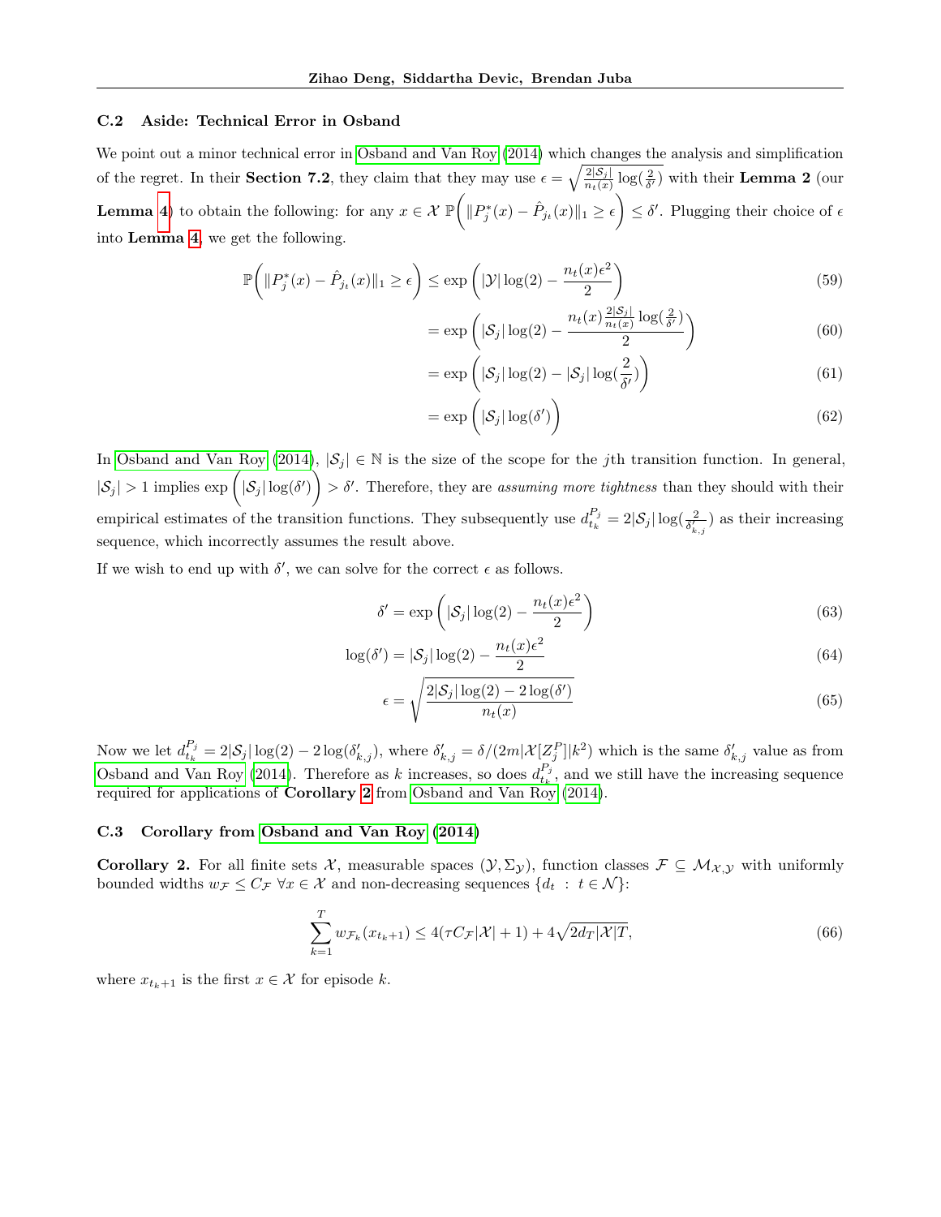### C.2 Aside: Technical Error in Osband

We point out a minor technical error in Osband and Van Roy (2014) which changes the analysis and simplification of the regret. In their **Section 7.2**, they claim that they may use $\epsilon = \sqrt{\frac{2|\mathcal{S}_j|}{n_t(x)}\log(\frac{2}{\delta'})}$ with their **Lemma 2** (our **Lemma 4**) to obtain the following: for any $x \in \mathcal{X}$ $\mathbb{P}\bigg(\|P_j^*(x) - \hat{P}_{j_t}(x)\|_1 \geq \epsilon\bigg) \leq \delta'$. Plugging their choice of $\epsilon$ into **Lemma 4**, we get the following.

$$\mathbb{P}\bigg(\|P_j^*(x) - \hat{P}_{j_t}(x)\|_1 \geq \epsilon\bigg) \leq \exp\bigg(|\mathcal{Y}|\log(2) - \frac{n_t(x)\epsilon^2}{2}\bigg) \tag{59}$$

$$= \exp\bigg(|\mathcal{S}_j|\log(2) - \frac{n_t(x)\frac{2|\mathcal{S}_j|}{n_t(x)}\log(\frac{2}{\delta'})}{2}\bigg) \tag{60}$$

$$= \exp\bigg(|\mathcal{S}_j|\log(2) - |\mathcal{S}_j|\log(\frac{2}{\delta'})\bigg) \tag{61}$$

$$= \exp\bigg(|\mathcal{S}_j|\log(\delta')\bigg) \tag{62}$$

In Osband and Van Roy (2014), $|\mathcal{S}_j| \in \mathbb{N}$ is the size of the scope for the $j$th transition function. In general, $|\mathcal{S}_j| > 1$ implies $\exp\bigg(|\mathcal{S}_j|\log(\delta')\bigg) > \delta'$. Therefore, they are *assuming more tightness* than they should with their empirical estimates of the transition functions. They subsequently use $d_{t_k}^{P_j} = 2|\mathcal{S}_j|\log(\frac{2}{\delta'_{k,j}})$ as their increasing sequence, which incorrectly assumes the result above.

If we wish to end up with $\delta'$, we can solve for the correct $\epsilon$ as follows.

$$\delta' = \exp\bigg(|\mathcal{S}_j|\log(2) - \frac{n_t(x)\epsilon^2}{2}\bigg) \tag{63}$$

$$\log(\delta') = |\mathcal{S}_j|\log(2) - \frac{n_t(x)\epsilon^2}{2} \tag{64}$$

$$\epsilon = \sqrt{\frac{2|\mathcal{S}_j|\log(2) - 2\log(\delta')}{n_t(x)}} \tag{65}$$

Now we let $d_{t_k}^{P_j} = 2|\mathcal{S}_j|\log(2) - 2\log(\delta'_{k,j})$, where $\delta'_{k,j} = \delta/(2m|\mathcal{X}[Z_j^P]|k^2)$ which is the same $\delta'_{k,j}$ value as from Osband and Van Roy (2014). Therefore as $k$ increases, so does $d_{t_k}^{P_j}$, and we still have the increasing sequence required for applications of **Corollary 2** from Osband and Van Roy (2014).

### C.3 Corollary from Osband and Van Roy (2014)

**Corollary 2.** For all finite sets $\mathcal{X}$, measurable spaces $(\mathcal{Y}, \Sigma_{\mathcal{Y}})$, function classes $\mathcal{F} \subseteq \mathcal{M}_{\mathcal{X},\mathcal{Y}}$ with uniformly bounded widths $w_{\mathcal{F}} \leq C_{\mathcal{F}}$ $\forall x \in \mathcal{X}$ and non-decreasing sequences $\{d_t \,:\, t \in \mathcal{N}\}$:

$$\sum_{k=1}^{T} w_{\mathcal{F}_k}(x_{t_k+1}) \leq 4(\tau C_{\mathcal{F}}|\mathcal{X}| + 1) + 4\sqrt{2d_T|\mathcal{X}|T}, \tag{66}$$

where $x_{t_k+1}$ is the first $x \in \mathcal{X}$ for episode $k$.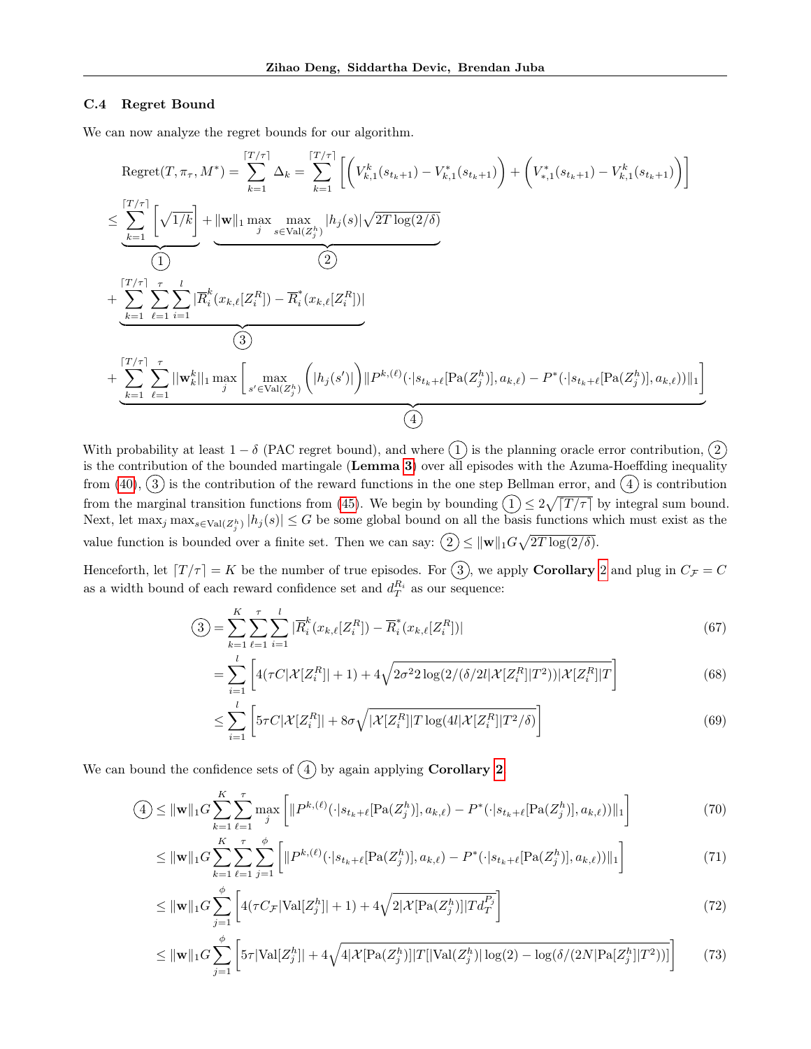### C.4 Regret Bound

We can now analyze the regret bounds for our algorithm.

$$\text{Regret}(T, \pi_\tau, M^*) = \sum_{k=1}^{\lceil T/\tau \rceil} \Delta_k = \sum_{k=1}^{\lceil T/\tau \rceil} \left[ \left( V_{k,1}^k(s_{t_k+1}) - V_{k,1}^*(s_{t_k+1}) \right) + \left( V_{*,1}^*(s_{t_k+1}) - V_{k,1}^k(s_{t_k+1}) \right) \right]$$

$$\leq \underbrace{\sum_{k=1}^{\lceil T/\tau \rceil} \left[ \sqrt{1/k} \right]}_{①} + \underbrace{\|\mathbf{w}\|_1 \max_j \max_{s \in \text{Val}(Z_j^h)} |h_j(s)| \sqrt{2T \log(2/\delta)}}_{②}$$

$$+ \underbrace{\sum_{k=1}^{\lceil T/\tau \rceil} \sum_{\ell=1}^{\tau} \sum_{i=1}^{l} |\overline{R}_i^k(x_{k,\ell}[Z_i^R]) - \overline{R}_i^*(x_{k,\ell}[Z_i^R])|}_{③}$$

$$+ \underbrace{\sum_{k=1}^{\lceil T/\tau \rceil} \sum_{\ell=1}^{\tau} ||\mathbf{w}_k^k||_1 \max_j \left[ \max_{s' \in \text{Val}(Z_j^h)} \left( |h_j(s')| \right) \| P^{k,(\ell)}(\cdot | s_{t_k+\ell}[\text{Pa}(Z_j^h)], a_{k,\ell}) - P^*(\cdot | s_{t_k+\ell}[\text{Pa}(Z_j^h)], a_{k,\ell})) \|_1 \right]}_{④}$$

With probability at least $1 - \delta$ (PAC regret bound), and where ① is the planning oracle error contribution, ② is the contribution of the bounded martingale (**Lemma 3**) over all episodes with the Azuma-Hoeffding inequality from (40), ③ is the contribution of the reward functions in the one step Bellman error, and ④ is contribution from the marginal transition functions from (45). We begin by bounding ① $\leq 2\sqrt{\lceil T/\tau \rceil}$ by integral sum bound. Next, let $\max_j \max_{s \in \text{Val}(Z_j^h)} |h_j(s)| \leq G$ be some global bound on all the basis functions which must exist as the value function is bounded over a finite set. Then we can say: ② $\leq \|\mathbf{w}\|_1 G \sqrt{2T \log(2/\delta)}$.

Henceforth, let $\lceil T/\tau \rceil = K$ be the number of true episodes. For ③, we apply **Corollary 2** and plug in $C_{\mathcal{F}} = C$ as a width bound of each reward confidence set and $d_T^{R_i}$ as our sequence:

$$③ = \sum_{k=1}^{K} \sum_{\ell=1}^{\tau} \sum_{i=1}^{l} |\overline{R}_i^k(x_{k,\ell}[Z_i^R]) - \overline{R}_i^*(x_{k,\ell}[Z_i^R])| \tag{67}$$

$$= \sum_{i=1}^{l} \left[ 4(\tau C |\mathcal{X}[Z_i^R]| + 1) + 4\sqrt{2\sigma^2 2 \log(2/(\delta/2l|\mathcal{X}[Z_i^R]|T^2)) |\mathcal{X}[Z_i^R]| T} \right] \tag{68}$$

$$\leq \sum_{i=1}^{l} \left[ 5\tau C |\mathcal{X}[Z_i^R]| + 8\sigma \sqrt{|\mathcal{X}[Z_i^R]| T \log(4l|\mathcal{X}[Z_i^R]|T^2/\delta)} \right] \tag{69}$$

We can bound the confidence sets of ④ by again applying **Corollary 2**

$$④ \leq \|\mathbf{w}\|_1 G \sum_{k=1}^{K} \sum_{\ell=1}^{\tau} \max_j \left[ \| P^{k,(\ell)}(\cdot | s_{t_k+\ell}[\text{Pa}(Z_j^h)], a_{k,\ell}) - P^*(\cdot | s_{t_k+\ell}[\text{Pa}(Z_j^h)], a_{k,\ell})) \|_1 \right] \tag{70}$$

$$\leq \|\mathbf{w}\|_1 G \sum_{k=1}^{K} \sum_{\ell=1}^{\tau} \sum_{j=1}^{\phi} \left[ \| P^{k,(\ell)}(\cdot | s_{t_k+\ell}[\text{Pa}(Z_j^h)], a_{k,\ell}) - P^*(\cdot | s_{t_k+\ell}[\text{Pa}(Z_j^h)], a_{k,\ell})) \|_1 \right] \tag{71}$$

$$\leq \|\mathbf{w}\|_1 G \sum_{j=1}^{\phi} \left[ 4(\tau C_{\mathcal{F}} |\text{Val}[Z_j^h]| + 1) + 4\sqrt{2|\mathcal{X}[\text{Pa}(Z_j^h)]| T d_T^{P_j}} \right] \tag{72}$$

$$\leq \|\mathbf{w}\|_1 G \sum_{j=1}^{\phi} \left[ 5\tau |\text{Val}[Z_j^h]| + 4\sqrt{4|\mathcal{X}[\text{Pa}(Z_j^h)]| T [|\text{Val}(Z_j^h)| \log(2) - \log(\delta/(2N|\text{Pa}[Z_j^h]|T^2))]} \right] \tag{73}$$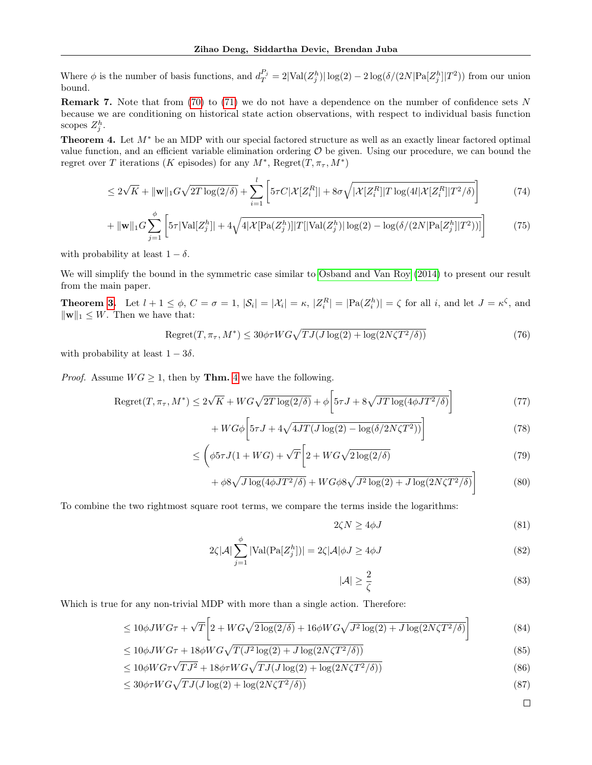Where $\phi$ is the number of basis functions, and $d_T^{P_j} = 2|\text{Val}(Z_j^h)|\log(2) - 2\log(\delta/(2N|\text{Pa}[Z_j^h]|T^2))$ from our union bound.

**Remark 7.** Note that from (70) to (71) we do not have a dependence on the number of confidence sets $N$ because we are conditioning on historical state action observations, with respect to individual basis function scopes $Z_j^h$.

**Theorem 4.** Let $M^*$ be an MDP with our special factored structure as well as an exactly linear factored optimal value function, and an efficient variable elimination ordering $\mathcal{O}$ be given. Using our procedure, we can bound the regret over $T$ iterations ($K$ episodes) for any $M^*$, $\text{Regret}(T, \pi_\tau, M^*)$

$$\leq 2\sqrt{K} + \|\mathbf{w}\|_1 G\sqrt{2T\log(2/\delta)} + \sum_{i=1}^{l}\left[5\tau C|\mathcal{X}[Z_i^R]| + 8\sigma\sqrt{|\mathcal{X}[Z_i^R]|T\log(4l|\mathcal{X}[Z_i^R]|T^2/\delta)}\right] \tag{74}$$

$$+ \|\mathbf{w}\|_1 G\sum_{j=1}^{\phi}\left[5\tau|\text{Val}[Z_j^h]| + 4\sqrt{4|\mathcal{X}[\text{Pa}(Z_j^h)]|T[|\text{Val}(Z_j^h)|\log(2) - \log(\delta/(2N|\text{Pa}[Z_j^h]|T^2))]}\right] \tag{75}$$

with probability at least $1 - \delta$.

We will simplify the bound in the symmetric case similar to Osband and Van Roy (2014) to present our result from the main paper.

**Theorem 3.** Let $l + 1 \leq \phi$, $C = \sigma = 1$, $|\mathcal{S}_i| = |\mathcal{X}_i| = \kappa$, $|Z_i^R| = |\text{Pa}(Z_i^h)| = \zeta$ for all $i$, and let $J = \kappa^\zeta$, and $\|\mathbf{w}\|_1 \leq W$. Then we have that:

$$\text{Regret}(T, \pi_\tau, M^*) \leq 30\phi\tau WG\sqrt{TJ(J\log(2) + \log(2N\zeta T^2/\delta))} \tag{76}$$

with probability at least $1 - 3\delta$.

*Proof.* Assume $WG \geq 1$, then by **Thm. 4** we have the following.

$$\text{Regret}(T, \pi_\tau, M^*) \leq 2\sqrt{K} + WG\sqrt{2T\log(2/\delta)} + \phi\left[5\tau J + 8\sqrt{JT\log(4\phi JT^2/\delta)}\right] \tag{77}$$

$$+ WG\phi\left[5\tau J + 4\sqrt{4JT(J\log(2) - \log(\delta/2N\zeta T^2))}\right] \tag{78}$$

$$\leq \Bigg(\phi 5\tau J(1 + WG) + \sqrt{T}\Bigg[2 + WG\sqrt{2\log(2/\delta)} \tag{79}$$

$$+ \phi 8\sqrt{J\log(4\phi JT^2/\delta)} + WG\phi 8\sqrt{J^2\log(2) + J\log(2N\zeta T^2/\delta)}\Bigg] \tag{80}$$

To combine the two rightmost square root terms, we compare the terms inside the logarithms:

$$2\zeta N \geq 4\phi J \tag{81}$$

$$2\zeta|\mathcal{A}|\sum_{j=1}^{\phi}|\text{Val}(\text{Pa}[Z_j^h])| = 2\zeta|\mathcal{A}|\phi J \geq 4\phi J \tag{82}$$

$$|\mathcal{A}| \geq \frac{2}{\zeta} \tag{83}$$

Which is true for any non-trivial MDP with more than a single action. Therefore:

$$\leq 10\phi JWG\tau + \sqrt{T}\left[2 + WG\sqrt{2\log(2/\delta)} + 16\phi WG\sqrt{J^2\log(2) + J\log(2N\zeta T^2/\delta)}\right] \tag{84}$$

$$\leq 10\phi JWG\tau + 18\phi WG\sqrt{T(J^2\log(2) + J\log(2N\zeta T^2/\delta))} \tag{85}$$

$$\leq 10\phi WG\tau\sqrt{TJ^2} + 18\phi\tau WG\sqrt{TJ(J\log(2) + \log(2N\zeta T^2/\delta))} \tag{86}$$

$$\leq 30\phi\tau WG\sqrt{TJ(J\log(2) + \log(2N\zeta T^2/\delta))} \tag{87}$$

$\square$